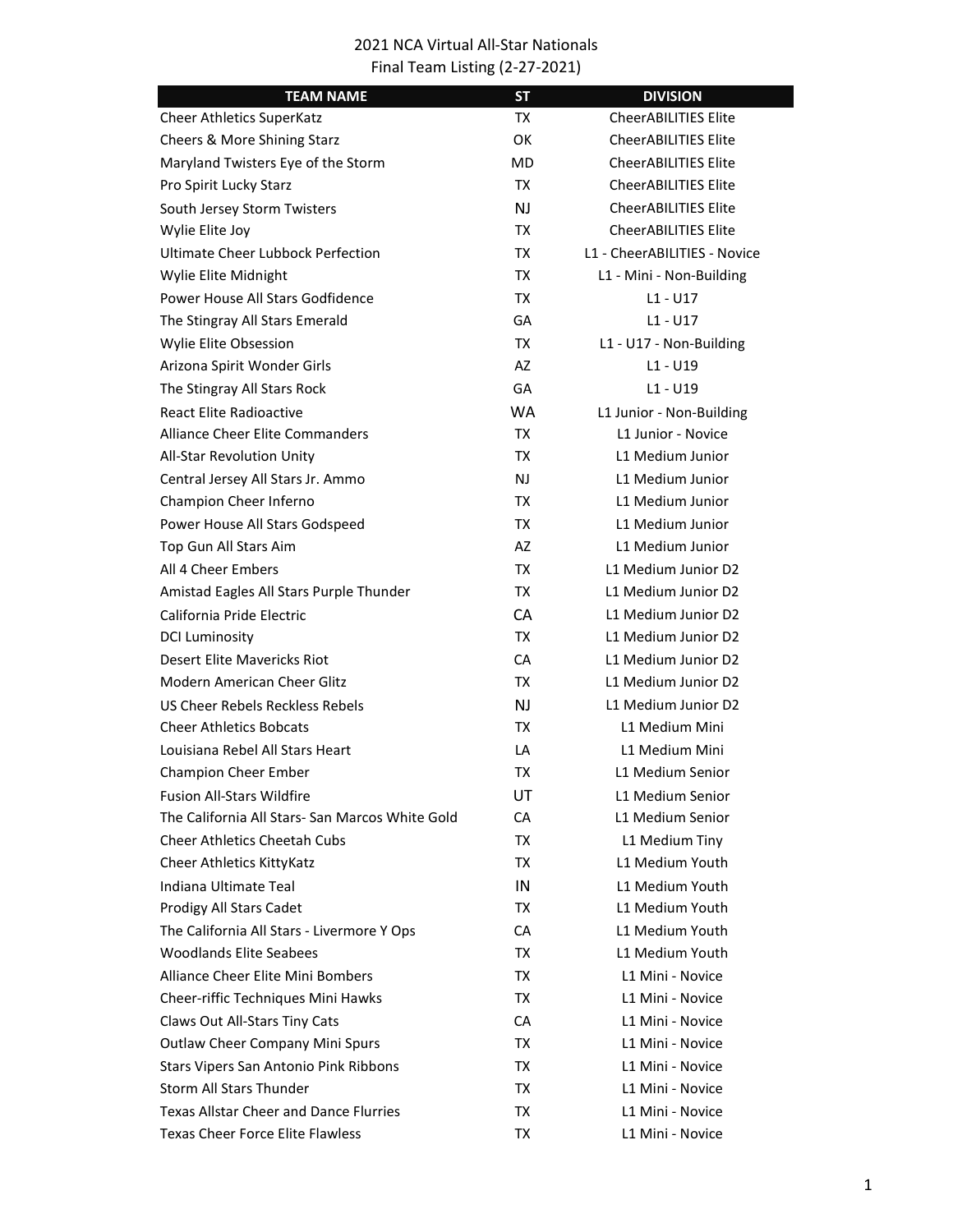# 2021 NCA Virtual All-Star Nationals
## Final Team Listing (2-27-2021)

| TEAM NAME | ST | DIVISION |
|---|---|---|
| Cheer Athletics SuperKatz | TX | CheerABILITIES Elite |
| Cheers & More Shining Starz | OK | CheerABILITIES Elite |
| Maryland Twisters Eye of the Storm | MD | CheerABILITIES Elite |
| Pro Spirit Lucky Starz | TX | CheerABILITIES Elite |
| South Jersey Storm Twisters | NJ | CheerABILITIES Elite |
| Wylie Elite Joy | TX | CheerABILITIES Elite |
| Ultimate Cheer Lubbock Perfection | TX | L1 - CheerABILITIES - Novice |
| Wylie Elite Midnight | TX | L1 - Mini - Non-Building |
| Power House All Stars Godfidence | TX | L1 - U17 |
| The Stingray All Stars Emerald | GA | L1 - U17 |
| Wylie Elite Obsession | TX | L1 - U17 - Non-Building |
| Arizona Spirit Wonder Girls | AZ | L1 - U19 |
| The Stingray All Stars Rock | GA | L1 - U19 |
| React Elite Radioactive | WA | L1 Junior - Non-Building |
| Alliance Cheer Elite Commanders | TX | L1 Junior - Novice |
| All-Star Revolution Unity | TX | L1 Medium Junior |
| Central Jersey All Stars Jr. Ammo | NJ | L1 Medium Junior |
| Champion Cheer Inferno | TX | L1 Medium Junior |
| Power House All Stars Godspeed | TX | L1 Medium Junior |
| Top Gun All Stars Aim | AZ | L1 Medium Junior |
| All 4 Cheer Embers | TX | L1 Medium Junior D2 |
| Amistad Eagles All Stars Purple Thunder | TX | L1 Medium Junior D2 |
| California Pride Electric | CA | L1 Medium Junior D2 |
| DCI Luminosity | TX | L1 Medium Junior D2 |
| Desert Elite Mavericks Riot | CA | L1 Medium Junior D2 |
| Modern American Cheer Glitz | TX | L1 Medium Junior D2 |
| US Cheer Rebels Reckless Rebels | NJ | L1 Medium Junior D2 |
| Cheer Athletics Bobcats | TX | L1 Medium Mini |
| Louisiana Rebel All Stars Heart | LA | L1 Medium Mini |
| Champion Cheer Ember | TX | L1 Medium Senior |
| Fusion All-Stars Wildfire | UT | L1 Medium Senior |
| The California All Stars- San Marcos White Gold | CA | L1 Medium Senior |
| Cheer Athletics Cheetah Cubs | TX | L1 Medium Tiny |
| Cheer Athletics KittyKatz | TX | L1 Medium Youth |
| Indiana Ultimate Teal | IN | L1 Medium Youth |
| Prodigy All Stars Cadet | TX | L1 Medium Youth |
| The California All Stars - Livermore Y Ops | CA | L1 Medium Youth |
| Woodlands Elite Seabees | TX | L1 Medium Youth |
| Alliance Cheer Elite Mini Bombers | TX | L1 Mini - Novice |
| Cheer-riffic Techniques Mini Hawks | TX | L1 Mini - Novice |
| Claws Out All-Stars Tiny Cats | CA | L1 Mini - Novice |
| Outlaw Cheer Company Mini Spurs | TX | L1 Mini - Novice |
| Stars Vipers San Antonio Pink Ribbons | TX | L1 Mini - Novice |
| Storm All Stars Thunder | TX | L1 Mini - Novice |
| Texas Allstar Cheer and Dance Flurries | TX | L1 Mini - Novice |
| Texas Cheer Force Elite Flawless | TX | L1 Mini - Novice |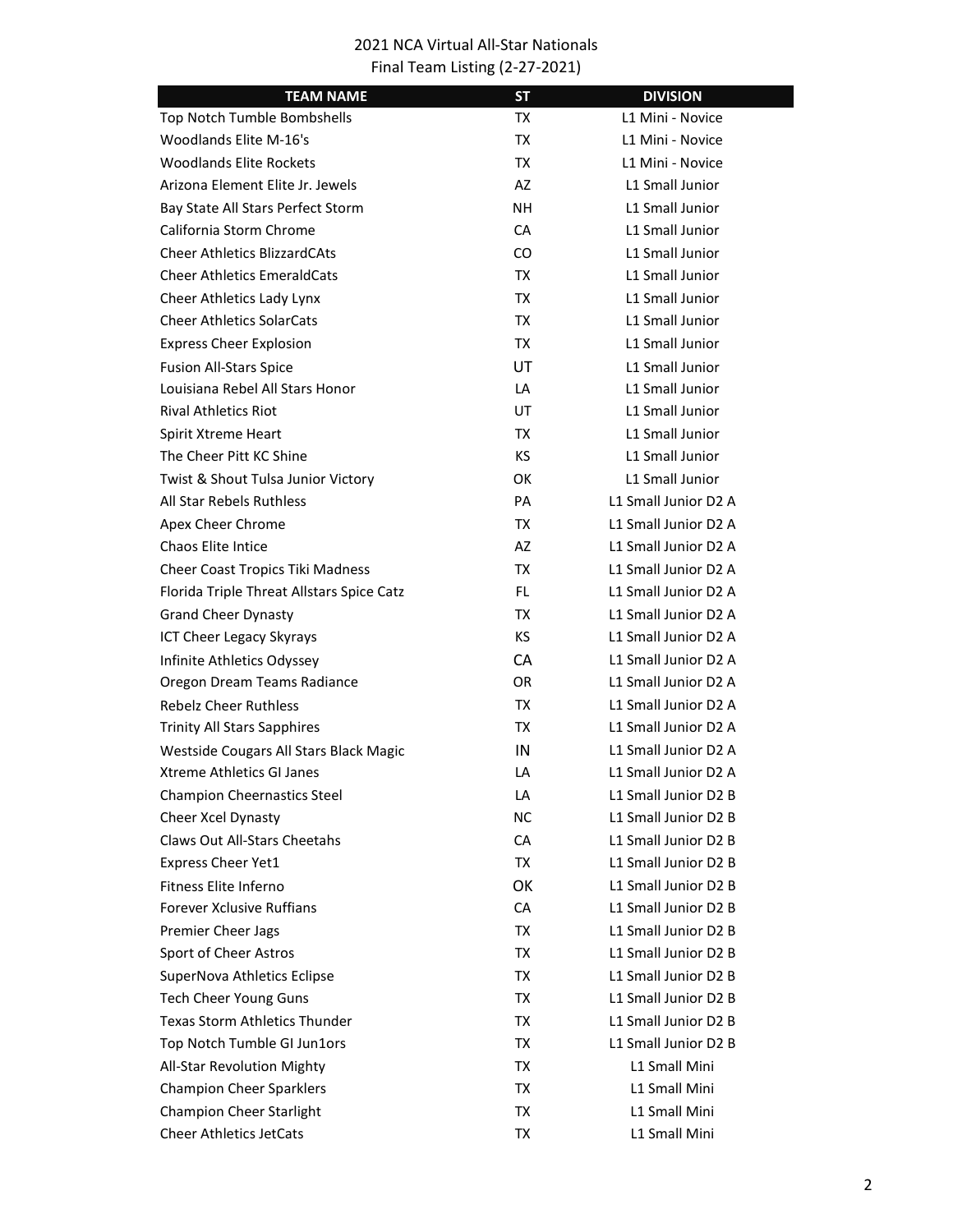2021 NCA Virtual All-Star Nationals
Final Team Listing (2-27-2021)

| TEAM NAME | ST | DIVISION |
| --- | --- | --- |
| Top Notch Tumble Bombshells | TX | L1 Mini - Novice |
| Woodlands Elite M-16's | TX | L1 Mini - Novice |
| Woodlands Elite Rockets | TX | L1 Mini - Novice |
| Arizona Element Elite Jr. Jewels | AZ | L1 Small Junior |
| Bay State All Stars Perfect Storm | NH | L1 Small Junior |
| California Storm Chrome | CA | L1 Small Junior |
| Cheer Athletics BlizzardCAts | CO | L1 Small Junior |
| Cheer Athletics EmeraldCats | TX | L1 Small Junior |
| Cheer Athletics Lady Lynx | TX | L1 Small Junior |
| Cheer Athletics SolarCats | TX | L1 Small Junior |
| Express Cheer Explosion | TX | L1 Small Junior |
| Fusion All-Stars Spice | UT | L1 Small Junior |
| Louisiana Rebel All Stars Honor | LA | L1 Small Junior |
| Rival Athletics Riot | UT | L1 Small Junior |
| Spirit Xtreme Heart | TX | L1 Small Junior |
| The Cheer Pitt KC Shine | KS | L1 Small Junior |
| Twist & Shout Tulsa Junior Victory | OK | L1 Small Junior |
| All Star Rebels Ruthless | PA | L1 Small Junior D2 A |
| Apex Cheer Chrome | TX | L1 Small Junior D2 A |
| Chaos Elite Intice | AZ | L1 Small Junior D2 A |
| Cheer Coast Tropics Tiki Madness | TX | L1 Small Junior D2 A |
| Florida Triple Threat Allstars Spice Catz | FL | L1 Small Junior D2 A |
| Grand Cheer Dynasty | TX | L1 Small Junior D2 A |
| ICT Cheer Legacy Skyrays | KS | L1 Small Junior D2 A |
| Infinite Athletics Odyssey | CA | L1 Small Junior D2 A |
| Oregon Dream Teams Radiance | OR | L1 Small Junior D2 A |
| Rebelz Cheer Ruthless | TX | L1 Small Junior D2 A |
| Trinity All Stars Sapphires | TX | L1 Small Junior D2 A |
| Westside Cougars All Stars Black Magic | IN | L1 Small Junior D2 A |
| Xtreme Athletics GI Janes | LA | L1 Small Junior D2 A |
| Champion Cheernastics Steel | LA | L1 Small Junior D2 B |
| Cheer Xcel Dynasty | NC | L1 Small Junior D2 B |
| Claws Out All-Stars Cheetahs | CA | L1 Small Junior D2 B |
| Express Cheer Yet1 | TX | L1 Small Junior D2 B |
| Fitness Elite Inferno | OK | L1 Small Junior D2 B |
| Forever Xclusive Ruffians | CA | L1 Small Junior D2 B |
| Premier Cheer Jags | TX | L1 Small Junior D2 B |
| Sport of Cheer Astros | TX | L1 Small Junior D2 B |
| SuperNova Athletics Eclipse | TX | L1 Small Junior D2 B |
| Tech Cheer Young Guns | TX | L1 Small Junior D2 B |
| Texas Storm Athletics Thunder | TX | L1 Small Junior D2 B |
| Top Notch Tumble GI Jun1ors | TX | L1 Small Junior D2 B |
| All-Star Revolution Mighty | TX | L1 Small Mini |
| Champion Cheer Sparklers | TX | L1 Small Mini |
| Champion Cheer Starlight | TX | L1 Small Mini |
| Cheer Athletics JetCats | TX | L1 Small Mini |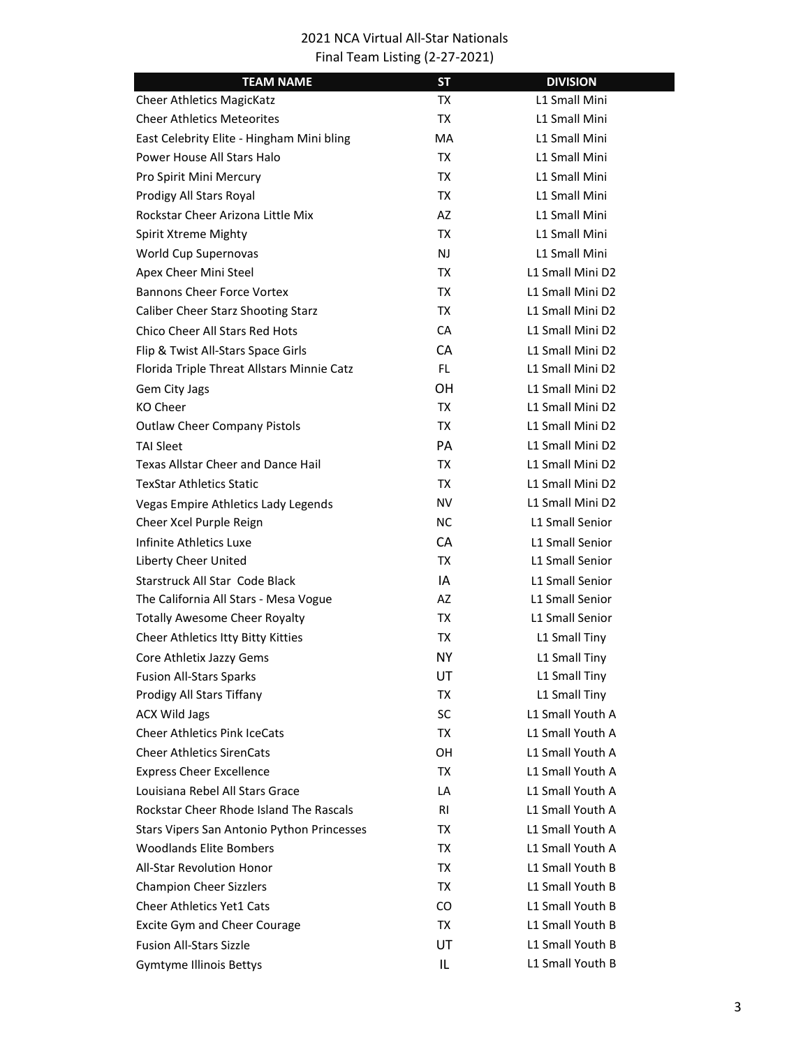2021 NCA Virtual All-Star Nationals
Final Team Listing (2-27-2021)

| TEAM NAME | ST | DIVISION |
|---|---|---|
| Cheer Athletics MagicKatz | TX | L1 Small Mini |
| Cheer Athletics Meteorites | TX | L1 Small Mini |
| East Celebrity Elite - Hingham Mini bling | MA | L1 Small Mini |
| Power House All Stars Halo | TX | L1 Small Mini |
| Pro Spirit Mini Mercury | TX | L1 Small Mini |
| Prodigy All Stars Royal | TX | L1 Small Mini |
| Rockstar Cheer Arizona Little Mix | AZ | L1 Small Mini |
| Spirit Xtreme Mighty | TX | L1 Small Mini |
| World Cup Supernovas | NJ | L1 Small Mini |
| Apex Cheer Mini Steel | TX | L1 Small Mini D2 |
| Bannons Cheer Force Vortex | TX | L1 Small Mini D2 |
| Caliber Cheer Starz Shooting Starz | TX | L1 Small Mini D2 |
| Chico Cheer All Stars Red Hots | CA | L1 Small Mini D2 |
| Flip & Twist All-Stars Space Girls | CA | L1 Small Mini D2 |
| Florida Triple Threat Allstars Minnie Catz | FL | L1 Small Mini D2 |
| Gem City Jags | OH | L1 Small Mini D2 |
| KO Cheer | TX | L1 Small Mini D2 |
| Outlaw Cheer Company Pistols | TX | L1 Small Mini D2 |
| TAI Sleet | PA | L1 Small Mini D2 |
| Texas Allstar Cheer and Dance Hail | TX | L1 Small Mini D2 |
| TexStar Athletics Static | TX | L1 Small Mini D2 |
| Vegas Empire Athletics Lady Legends | NV | L1 Small Mini D2 |
| Cheer Xcel Purple Reign | NC | L1 Small Senior |
| Infinite Athletics Luxe | CA | L1 Small Senior |
| Liberty Cheer United | TX | L1 Small Senior |
| Starstruck All Star Code Black | IA | L1 Small Senior |
| The California All Stars - Mesa Vogue | AZ | L1 Small Senior |
| Totally Awesome Cheer Royalty | TX | L1 Small Senior |
| Cheer Athletics Itty Bitty Kitties | TX | L1 Small Tiny |
| Core Athletix Jazzy Gems | NY | L1 Small Tiny |
| Fusion All-Stars Sparks | UT | L1 Small Tiny |
| Prodigy All Stars Tiffany | TX | L1 Small Tiny |
| ACX Wild Jags | SC | L1 Small Youth A |
| Cheer Athletics Pink IceCats | TX | L1 Small Youth A |
| Cheer Athletics SirenCats | OH | L1 Small Youth A |
| Express Cheer Excellence | TX | L1 Small Youth A |
| Louisiana Rebel All Stars Grace | LA | L1 Small Youth A |
| Rockstar Cheer Rhode Island The Rascals | RI | L1 Small Youth A |
| Stars Vipers San Antonio Python Princesses | TX | L1 Small Youth A |
| Woodlands Elite Bombers | TX | L1 Small Youth A |
| All-Star Revolution Honor | TX | L1 Small Youth B |
| Champion Cheer Sizzlers | TX | L1 Small Youth B |
| Cheer Athletics Yet1 Cats | CO | L1 Small Youth B |
| Excite Gym and Cheer Courage | TX | L1 Small Youth B |
| Fusion All-Stars Sizzle | UT | L1 Small Youth B |
| Gymtyme Illinois Bettys | IL | L1 Small Youth B |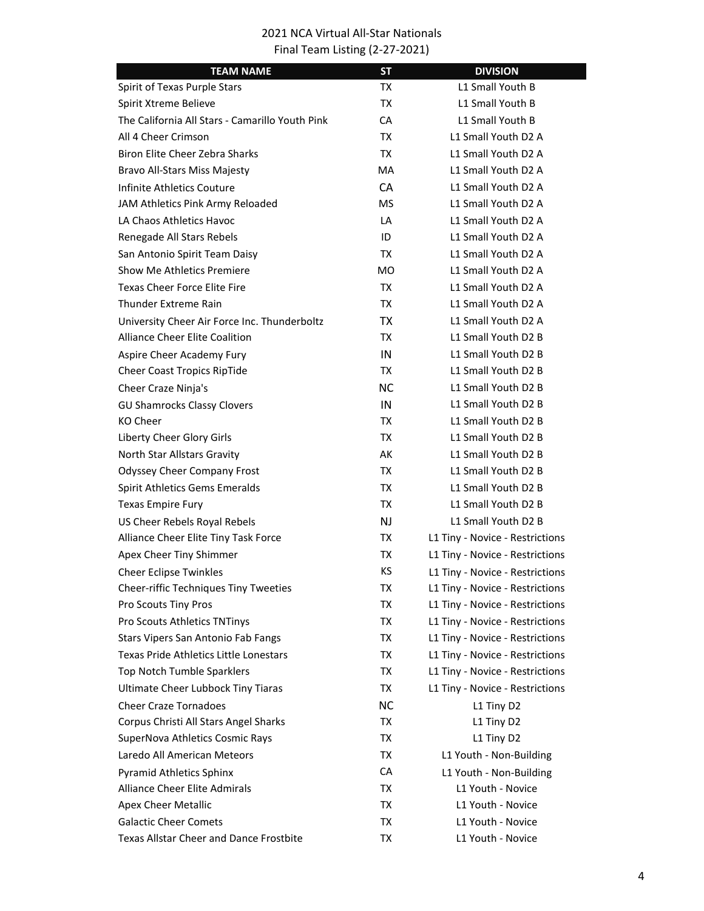2021 NCA Virtual All-Star Nationals
Final Team Listing (2-27-2021)

| TEAM NAME | ST | DIVISION |
|---|---|---|
| Spirit of Texas Purple Stars | TX | L1 Small Youth B |
| Spirit Xtreme Believe | TX | L1 Small Youth B |
| The California All Stars - Camarillo Youth Pink | CA | L1 Small Youth B |
| All 4 Cheer Crimson | TX | L1 Small Youth D2 A |
| Biron Elite Cheer Zebra Sharks | TX | L1 Small Youth D2 A |
| Bravo All-Stars Miss Majesty | MA | L1 Small Youth D2 A |
| Infinite Athletics Couture | CA | L1 Small Youth D2 A |
| JAM Athletics Pink Army Reloaded | MS | L1 Small Youth D2 A |
| LA Chaos Athletics Havoc | LA | L1 Small Youth D2 A |
| Renegade All Stars Rebels | ID | L1 Small Youth D2 A |
| San Antonio Spirit Team Daisy | TX | L1 Small Youth D2 A |
| Show Me Athletics Premiere | MO | L1 Small Youth D2 A |
| Texas Cheer Force Elite Fire | TX | L1 Small Youth D2 A |
| Thunder Extreme Rain | TX | L1 Small Youth D2 A |
| University Cheer Air Force Inc. Thunderboltz | TX | L1 Small Youth D2 A |
| Alliance Cheer Elite Coalition | TX | L1 Small Youth D2 B |
| Aspire Cheer Academy Fury | IN | L1 Small Youth D2 B |
| Cheer Coast Tropics RipTide | TX | L1 Small Youth D2 B |
| Cheer Craze Ninja's | NC | L1 Small Youth D2 B |
| GU Shamrocks Classy Clovers | IN | L1 Small Youth D2 B |
| KO Cheer | TX | L1 Small Youth D2 B |
| Liberty Cheer Glory Girls | TX | L1 Small Youth D2 B |
| North Star Allstars Gravity | AK | L1 Small Youth D2 B |
| Odyssey Cheer Company Frost | TX | L1 Small Youth D2 B |
| Spirit Athletics Gems Emeralds | TX | L1 Small Youth D2 B |
| Texas Empire Fury | TX | L1 Small Youth D2 B |
| US Cheer Rebels Royal Rebels | NJ | L1 Small Youth D2 B |
| Alliance Cheer Elite Tiny Task Force | TX | L1 Tiny - Novice - Restrictions |
| Apex Cheer Tiny Shimmer | TX | L1 Tiny - Novice - Restrictions |
| Cheer Eclipse Twinkles | KS | L1 Tiny - Novice - Restrictions |
| Cheer-riffic Techniques Tiny Tweeties | TX | L1 Tiny - Novice - Restrictions |
| Pro Scouts Tiny Pros | TX | L1 Tiny - Novice - Restrictions |
| Pro Scouts Athletics TNTinys | TX | L1 Tiny - Novice - Restrictions |
| Stars Vipers San Antonio Fab Fangs | TX | L1 Tiny - Novice - Restrictions |
| Texas Pride Athletics Little Lonestars | TX | L1 Tiny - Novice - Restrictions |
| Top Notch Tumble Sparklers | TX | L1 Tiny - Novice - Restrictions |
| Ultimate Cheer Lubbock Tiny Tiaras | TX | L1 Tiny - Novice - Restrictions |
| Cheer Craze Tornadoes | NC | L1 Tiny D2 |
| Corpus Christi All Stars Angel Sharks | TX | L1 Tiny D2 |
| SuperNova Athletics Cosmic Rays | TX | L1 Tiny D2 |
| Laredo All American Meteors | TX | L1 Youth - Non-Building |
| Pyramid Athletics Sphinx | CA | L1 Youth - Non-Building |
| Alliance Cheer Elite Admirals | TX | L1 Youth - Novice |
| Apex Cheer Metallic | TX | L1 Youth - Novice |
| Galactic Cheer Comets | TX | L1 Youth - Novice |
| Texas Allstar Cheer and Dance Frostbite | TX | L1 Youth - Novice |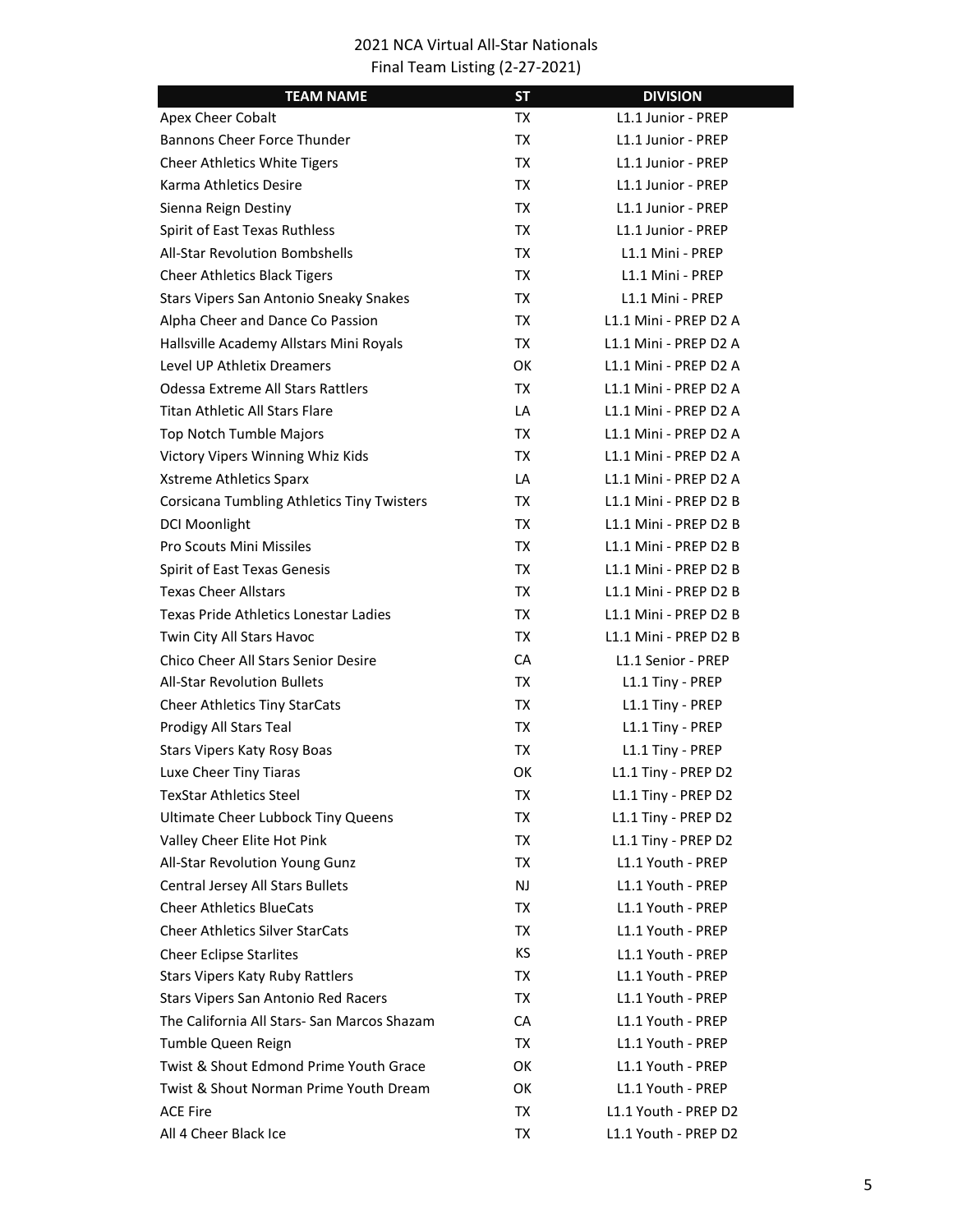2021 NCA Virtual All-Star Nationals
Final Team Listing (2-27-2021)

| TEAM NAME | ST | DIVISION |
|---|---|---|
| Apex Cheer Cobalt | TX | L1.1 Junior - PREP |
| Bannons Cheer Force Thunder | TX | L1.1 Junior - PREP |
| Cheer Athletics White Tigers | TX | L1.1 Junior - PREP |
| Karma Athletics Desire | TX | L1.1 Junior - PREP |
| Sienna Reign Destiny | TX | L1.1 Junior - PREP |
| Spirit of East Texas Ruthless | TX | L1.1 Junior - PREP |
| All-Star Revolution Bombshells | TX | L1.1 Mini - PREP |
| Cheer Athletics Black Tigers | TX | L1.1 Mini - PREP |
| Stars Vipers San Antonio Sneaky Snakes | TX | L1.1 Mini - PREP |
| Alpha Cheer and Dance Co Passion | TX | L1.1 Mini - PREP D2 A |
| Hallsville Academy Allstars Mini Royals | TX | L1.1 Mini - PREP D2 A |
| Level UP Athletix Dreamers | OK | L1.1 Mini - PREP D2 A |
| Odessa Extreme All Stars Rattlers | TX | L1.1 Mini - PREP D2 A |
| Titan Athletic All Stars Flare | LA | L1.1 Mini - PREP D2 A |
| Top Notch Tumble Majors | TX | L1.1 Mini - PREP D2 A |
| Victory Vipers Winning Whiz Kids | TX | L1.1 Mini - PREP D2 A |
| Xstreme Athletics Sparx | LA | L1.1 Mini - PREP D2 A |
| Corsicana Tumbling Athletics Tiny Twisters | TX | L1.1 Mini - PREP D2 B |
| DCI Moonlight | TX | L1.1 Mini - PREP D2 B |
| Pro Scouts Mini Missiles | TX | L1.1 Mini - PREP D2 B |
| Spirit of East Texas Genesis | TX | L1.1 Mini - PREP D2 B |
| Texas Cheer Allstars | TX | L1.1 Mini - PREP D2 B |
| Texas Pride Athletics Lonestar Ladies | TX | L1.1 Mini - PREP D2 B |
| Twin City All Stars Havoc | TX | L1.1 Mini - PREP D2 B |
| Chico Cheer All Stars Senior Desire | CA | L1.1 Senior - PREP |
| All-Star Revolution Bullets | TX | L1.1 Tiny - PREP |
| Cheer Athletics Tiny StarCats | TX | L1.1 Tiny - PREP |
| Prodigy All Stars Teal | TX | L1.1 Tiny - PREP |
| Stars Vipers Katy Rosy Boas | TX | L1.1 Tiny - PREP |
| Luxe Cheer Tiny Tiaras | OK | L1.1 Tiny - PREP D2 |
| TexStar Athletics Steel | TX | L1.1 Tiny - PREP D2 |
| Ultimate Cheer Lubbock Tiny Queens | TX | L1.1 Tiny - PREP D2 |
| Valley Cheer Elite Hot Pink | TX | L1.1 Tiny - PREP D2 |
| All-Star Revolution Young Gunz | TX | L1.1 Youth - PREP |
| Central Jersey All Stars Bullets | NJ | L1.1 Youth - PREP |
| Cheer Athletics BlueCats | TX | L1.1 Youth - PREP |
| Cheer Athletics Silver StarCats | TX | L1.1 Youth - PREP |
| Cheer Eclipse Starlites | KS | L1.1 Youth - PREP |
| Stars Vipers Katy Ruby Rattlers | TX | L1.1 Youth - PREP |
| Stars Vipers San Antonio Red Racers | TX | L1.1 Youth - PREP |
| The California All Stars- San Marcos Shazam | CA | L1.1 Youth - PREP |
| Tumble Queen Reign | TX | L1.1 Youth - PREP |
| Twist & Shout Edmond Prime Youth Grace | OK | L1.1 Youth - PREP |
| Twist & Shout Norman Prime Youth Dream | OK | L1.1 Youth - PREP |
| ACE Fire | TX | L1.1 Youth - PREP D2 |
| All 4 Cheer Black Ice | TX | L1.1 Youth - PREP D2 |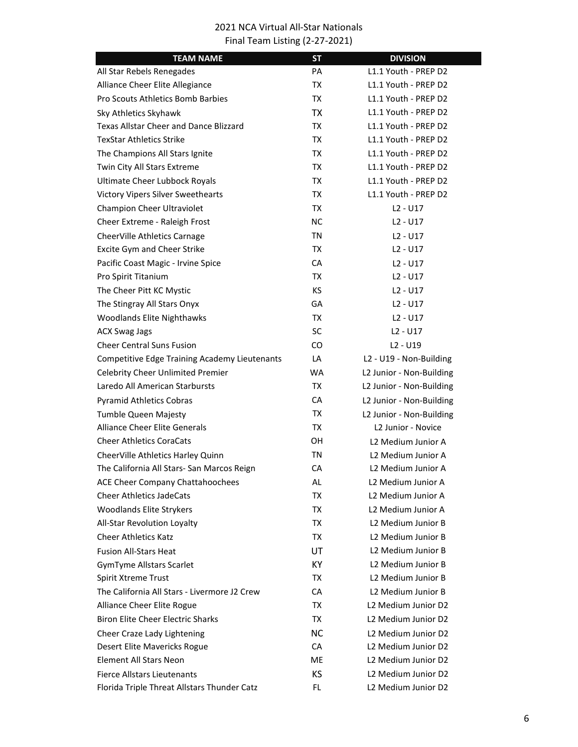2021 NCA Virtual All-Star Nationals
Final Team Listing (2-27-2021)

| TEAM NAME | ST | DIVISION |
| --- | --- | --- |
| All Star Rebels Renegades | PA | L1.1 Youth - PREP D2 |
| Alliance Cheer Elite Allegiance | TX | L1.1 Youth - PREP D2 |
| Pro Scouts Athletics Bomb Barbies | TX | L1.1 Youth - PREP D2 |
| Sky Athletics Skyhawk | TX | L1.1 Youth - PREP D2 |
| Texas Allstar Cheer and Dance Blizzard | TX | L1.1 Youth - PREP D2 |
| TexStar Athletics Strike | TX | L1.1 Youth - PREP D2 |
| The Champions All Stars Ignite | TX | L1.1 Youth - PREP D2 |
| Twin City All Stars Extreme | TX | L1.1 Youth - PREP D2 |
| Ultimate Cheer Lubbock Royals | TX | L1.1 Youth - PREP D2 |
| Victory Vipers Silver Sweethearts | TX | L1.1 Youth - PREP D2 |
| Champion Cheer Ultraviolet | TX | L2 - U17 |
| Cheer Extreme - Raleigh Frost | NC | L2 - U17 |
| CheerVille Athletics Carnage | TN | L2 - U17 |
| Excite Gym and Cheer Strike | TX | L2 - U17 |
| Pacific Coast Magic - Irvine Spice | CA | L2 - U17 |
| Pro Spirit Titanium | TX | L2 - U17 |
| The Cheer Pitt KC Mystic | KS | L2 - U17 |
| The Stingray All Stars Onyx | GA | L2 - U17 |
| Woodlands Elite Nighthawks | TX | L2 - U17 |
| ACX Swag Jags | SC | L2 - U17 |
| Cheer Central Suns Fusion | CO | L2 - U19 |
| Competitive Edge Training Academy Lieutenants | LA | L2 - U19 - Non-Building |
| Celebrity Cheer Unlimited Premier | WA | L2 Junior - Non-Building |
| Laredo All American Starbursts | TX | L2 Junior - Non-Building |
| Pyramid Athletics Cobras | CA | L2 Junior - Non-Building |
| Tumble Queen Majesty | TX | L2 Junior - Non-Building |
| Alliance Cheer Elite Generals | TX | L2 Junior - Novice |
| Cheer Athletics CoraCats | OH | L2 Medium Junior A |
| CheerVille Athletics Harley Quinn | TN | L2 Medium Junior A |
| The California All Stars- San Marcos Reign | CA | L2 Medium Junior A |
| ACE Cheer Company Chattahoochees | AL | L2 Medium Junior A |
| Cheer Athletics JadeCats | TX | L2 Medium Junior A |
| Woodlands Elite Strykers | TX | L2 Medium Junior A |
| All-Star Revolution Loyalty | TX | L2 Medium Junior B |
| Cheer Athletics Katz | TX | L2 Medium Junior B |
| Fusion All-Stars Heat | UT | L2 Medium Junior B |
| GymTyme Allstars Scarlet | KY | L2 Medium Junior B |
| Spirit Xtreme Trust | TX | L2 Medium Junior B |
| The California All Stars - Livermore J2 Crew | CA | L2 Medium Junior B |
| Alliance Cheer Elite Rogue | TX | L2 Medium Junior D2 |
| Biron Elite Cheer Electric Sharks | TX | L2 Medium Junior D2 |
| Cheer Craze Lady Lightening | NC | L2 Medium Junior D2 |
| Desert Elite Mavericks Rogue | CA | L2 Medium Junior D2 |
| Element All Stars Neon | ME | L2 Medium Junior D2 |
| Fierce Allstars Lieutenants | KS | L2 Medium Junior D2 |
| Florida Triple Threat Allstars Thunder Catz | FL | L2 Medium Junior D2 |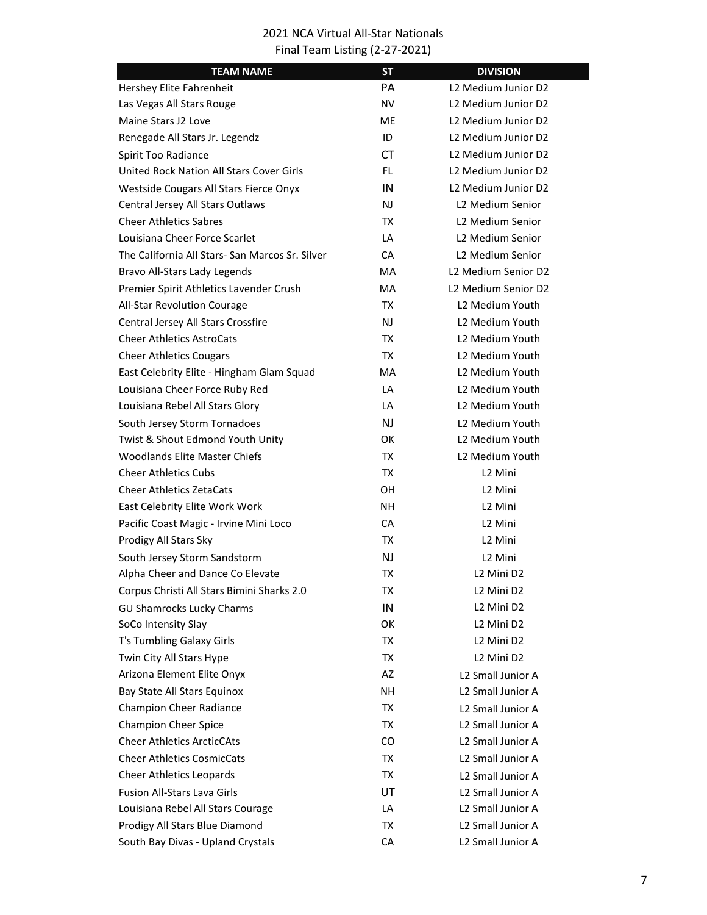2021 NCA Virtual All-Star Nationals
Final Team Listing (2-27-2021)

| TEAM NAME | ST | DIVISION |
|---|---|---|
| Hershey Elite Fahrenheit | PA | L2 Medium Junior D2 |
| Las Vegas All Stars Rouge | NV | L2 Medium Junior D2 |
| Maine Stars J2 Love | ME | L2 Medium Junior D2 |
| Renegade All Stars Jr. Legendz | ID | L2 Medium Junior D2 |
| Spirit Too Radiance | CT | L2 Medium Junior D2 |
| United Rock Nation All Stars Cover Girls | FL | L2 Medium Junior D2 |
| Westside Cougars All Stars Fierce Onyx | IN | L2 Medium Junior D2 |
| Central Jersey All Stars Outlaws | NJ | L2 Medium Senior |
| Cheer Athletics Sabres | TX | L2 Medium Senior |
| Louisiana Cheer Force Scarlet | LA | L2 Medium Senior |
| The California All Stars- San Marcos Sr. Silver | CA | L2 Medium Senior |
| Bravo All-Stars Lady Legends | MA | L2 Medium Senior D2 |
| Premier Spirit Athletics Lavender Crush | MA | L2 Medium Senior D2 |
| All-Star Revolution Courage | TX | L2 Medium Youth |
| Central Jersey All Stars Crossfire | NJ | L2 Medium Youth |
| Cheer Athletics AstroCats | TX | L2 Medium Youth |
| Cheer Athletics Cougars | TX | L2 Medium Youth |
| East Celebrity Elite - Hingham Glam Squad | MA | L2 Medium Youth |
| Louisiana Cheer Force Ruby Red | LA | L2 Medium Youth |
| Louisiana Rebel All Stars Glory | LA | L2 Medium Youth |
| South Jersey Storm Tornadoes | NJ | L2 Medium Youth |
| Twist & Shout Edmond Youth Unity | OK | L2 Medium Youth |
| Woodlands Elite Master Chiefs | TX | L2 Medium Youth |
| Cheer Athletics Cubs | TX | L2 Mini |
| Cheer Athletics ZetaCats | OH | L2 Mini |
| East Celebrity Elite Work Work | NH | L2 Mini |
| Pacific Coast Magic - Irvine Mini Loco | CA | L2 Mini |
| Prodigy All Stars Sky | TX | L2 Mini |
| South Jersey Storm Sandstorm | NJ | L2 Mini |
| Alpha Cheer and Dance Co Elevate | TX | L2 Mini D2 |
| Corpus Christi All Stars Bimini Sharks 2.0 | TX | L2 Mini D2 |
| GU Shamrocks Lucky Charms | IN | L2 Mini D2 |
| SoCo Intensity Slay | OK | L2 Mini D2 |
| T's Tumbling Galaxy Girls | TX | L2 Mini D2 |
| Twin City All Stars Hype | TX | L2 Mini D2 |
| Arizona Element Elite Onyx | AZ | L2 Small Junior A |
| Bay State All Stars Equinox | NH | L2 Small Junior A |
| Champion Cheer Radiance | TX | L2 Small Junior A |
| Champion Cheer Spice | TX | L2 Small Junior A |
| Cheer Athletics ArcticCAts | CO | L2 Small Junior A |
| Cheer Athletics CosmicCats | TX | L2 Small Junior A |
| Cheer Athletics Leopards | TX | L2 Small Junior A |
| Fusion All-Stars Lava Girls | UT | L2 Small Junior A |
| Louisiana Rebel All Stars Courage | LA | L2 Small Junior A |
| Prodigy All Stars Blue Diamond | TX | L2 Small Junior A |
| South Bay Divas - Upland Crystals | CA | L2 Small Junior A |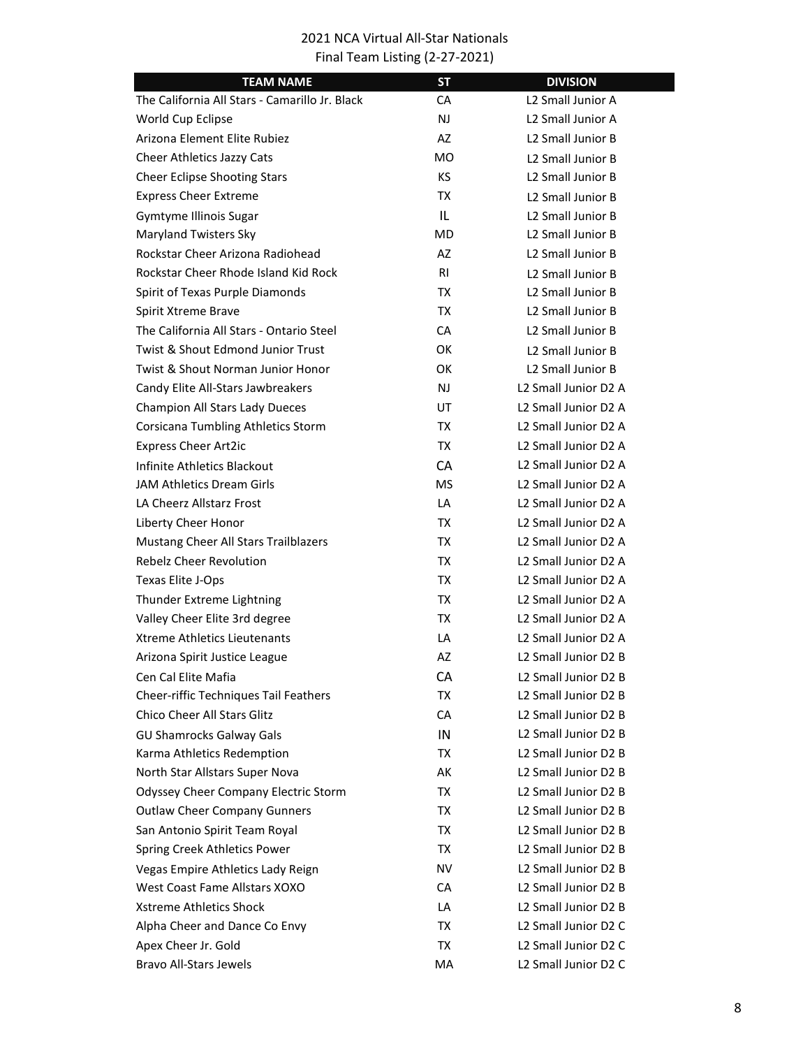2021 NCA Virtual All-Star Nationals
Final Team Listing (2-27-2021)

| TEAM NAME | ST | DIVISION |
|---|---|---|
| The California All Stars - Camarillo Jr. Black | CA | L2 Small Junior A |
| World Cup Eclipse | NJ | L2 Small Junior A |
| Arizona Element Elite Rubiez | AZ | L2 Small Junior B |
| Cheer Athletics Jazzy Cats | MO | L2 Small Junior B |
| Cheer Eclipse Shooting Stars | KS | L2 Small Junior B |
| Express Cheer Extreme | TX | L2 Small Junior B |
| Gymtyme Illinois Sugar | IL | L2 Small Junior B |
| Maryland Twisters Sky | MD | L2 Small Junior B |
| Rockstar Cheer Arizona Radiohead | AZ | L2 Small Junior B |
| Rockstar Cheer Rhode Island Kid Rock | RI | L2 Small Junior B |
| Spirit of Texas Purple Diamonds | TX | L2 Small Junior B |
| Spirit Xtreme Brave | TX | L2 Small Junior B |
| The California All Stars - Ontario Steel | CA | L2 Small Junior B |
| Twist & Shout Edmond Junior Trust | OK | L2 Small Junior B |
| Twist & Shout Norman Junior Honor | OK | L2 Small Junior B |
| Candy Elite All-Stars Jawbreakers | NJ | L2 Small Junior D2 A |
| Champion All Stars Lady Dueces | UT | L2 Small Junior D2 A |
| Corsicana Tumbling Athletics Storm | TX | L2 Small Junior D2 A |
| Express Cheer Art2ic | TX | L2 Small Junior D2 A |
| Infinite Athletics Blackout | CA | L2 Small Junior D2 A |
| JAM Athletics Dream Girls | MS | L2 Small Junior D2 A |
| LA Cheerz Allstarz Frost | LA | L2 Small Junior D2 A |
| Liberty Cheer Honor | TX | L2 Small Junior D2 A |
| Mustang Cheer All Stars Trailblazers | TX | L2 Small Junior D2 A |
| Rebelz Cheer Revolution | TX | L2 Small Junior D2 A |
| Texas Elite J-Ops | TX | L2 Small Junior D2 A |
| Thunder Extreme Lightning | TX | L2 Small Junior D2 A |
| Valley Cheer Elite 3rd degree | TX | L2 Small Junior D2 A |
| Xtreme Athletics Lieutenants | LA | L2 Small Junior D2 A |
| Arizona Spirit Justice League | AZ | L2 Small Junior D2 B |
| Cen Cal Elite Mafia | CA | L2 Small Junior D2 B |
| Cheer-riffic Techniques Tail Feathers | TX | L2 Small Junior D2 B |
| Chico Cheer All Stars Glitz | CA | L2 Small Junior D2 B |
| GU Shamrocks Galway Gals | IN | L2 Small Junior D2 B |
| Karma Athletics Redemption | TX | L2 Small Junior D2 B |
| North Star Allstars Super Nova | AK | L2 Small Junior D2 B |
| Odyssey Cheer Company Electric Storm | TX | L2 Small Junior D2 B |
| Outlaw Cheer Company Gunners | TX | L2 Small Junior D2 B |
| San Antonio Spirit Team Royal | TX | L2 Small Junior D2 B |
| Spring Creek Athletics Power | TX | L2 Small Junior D2 B |
| Vegas Empire Athletics Lady Reign | NV | L2 Small Junior D2 B |
| West Coast Fame Allstars XOXO | CA | L2 Small Junior D2 B |
| Xstreme Athletics Shock | LA | L2 Small Junior D2 B |
| Alpha Cheer and Dance Co Envy | TX | L2 Small Junior D2 C |
| Apex Cheer Jr. Gold | TX | L2 Small Junior D2 C |
| Bravo All-Stars Jewels | MA | L2 Small Junior D2 C |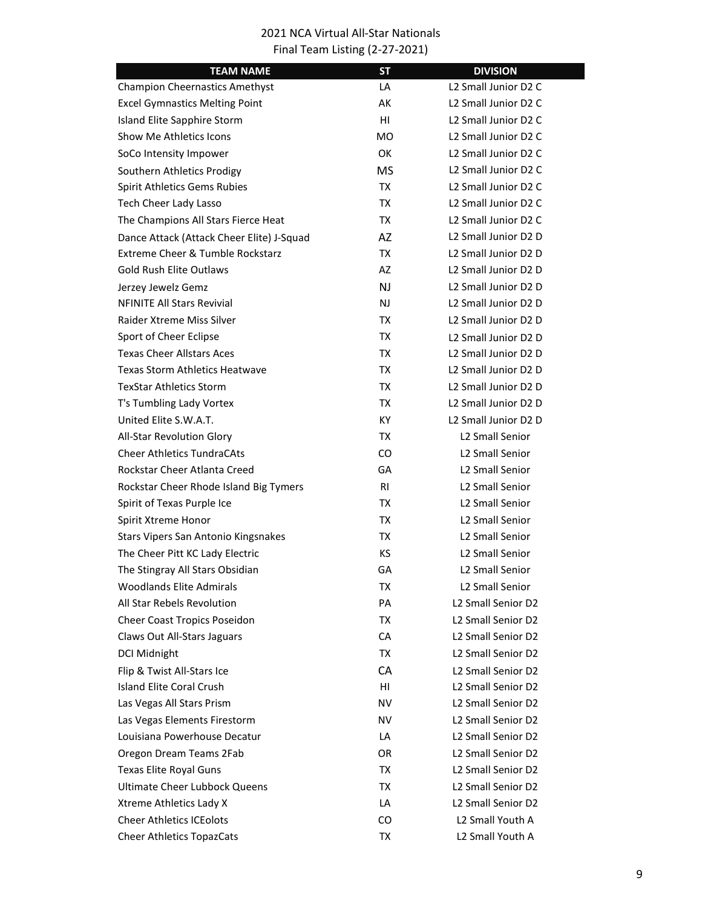2021 NCA Virtual All-Star Nationals
Final Team Listing (2-27-2021)

| TEAM NAME | ST | DIVISION |
|---|---|---|
| Champion Cheernastics Amethyst | LA | L2 Small Junior D2 C |
| Excel Gymnastics Melting Point | AK | L2 Small Junior D2 C |
| Island Elite Sapphire Storm | HI | L2 Small Junior D2 C |
| Show Me Athletics Icons | MO | L2 Small Junior D2 C |
| SoCo Intensity Impower | OK | L2 Small Junior D2 C |
| Southern Athletics Prodigy | MS | L2 Small Junior D2 C |
| Spirit Athletics Gems Rubies | TX | L2 Small Junior D2 C |
| Tech Cheer Lady Lasso | TX | L2 Small Junior D2 C |
| The Champions All Stars Fierce Heat | TX | L2 Small Junior D2 C |
| Dance Attack (Attack Cheer Elite) J-Squad | AZ | L2 Small Junior D2 D |
| Extreme Cheer & Tumble Rockstarz | TX | L2 Small Junior D2 D |
| Gold Rush Elite Outlaws | AZ | L2 Small Junior D2 D |
| Jerzey Jewelz Gemz | NJ | L2 Small Junior D2 D |
| NFINITE All Stars Revivial | NJ | L2 Small Junior D2 D |
| Raider Xtreme Miss Silver | TX | L2 Small Junior D2 D |
| Sport of Cheer Eclipse | TX | L2 Small Junior D2 D |
| Texas Cheer Allstars Aces | TX | L2 Small Junior D2 D |
| Texas Storm Athletics Heatwave | TX | L2 Small Junior D2 D |
| TexStar Athletics Storm | TX | L2 Small Junior D2 D |
| T's Tumbling Lady Vortex | TX | L2 Small Junior D2 D |
| United Elite S.W.A.T. | KY | L2 Small Junior D2 D |
| All-Star Revolution Glory | TX | L2 Small Senior |
| Cheer Athletics TundraCAts | CO | L2 Small Senior |
| Rockstar Cheer Atlanta Creed | GA | L2 Small Senior |
| Rockstar Cheer Rhode Island Big Tymers | RI | L2 Small Senior |
| Spirit of Texas Purple Ice | TX | L2 Small Senior |
| Spirit Xtreme Honor | TX | L2 Small Senior |
| Stars Vipers San Antonio Kingsnakes | TX | L2 Small Senior |
| The Cheer Pitt KC Lady Electric | KS | L2 Small Senior |
| The Stingray All Stars Obsidian | GA | L2 Small Senior |
| Woodlands Elite Admirals | TX | L2 Small Senior |
| All Star Rebels Revolution | PA | L2 Small Senior D2 |
| Cheer Coast Tropics Poseidon | TX | L2 Small Senior D2 |
| Claws Out All-Stars Jaguars | CA | L2 Small Senior D2 |
| DCI Midnight | TX | L2 Small Senior D2 |
| Flip & Twist All-Stars Ice | CA | L2 Small Senior D2 |
| Island Elite Coral Crush | HI | L2 Small Senior D2 |
| Las Vegas All Stars Prism | NV | L2 Small Senior D2 |
| Las Vegas Elements Firestorm | NV | L2 Small Senior D2 |
| Louisiana Powerhouse Decatur | LA | L2 Small Senior D2 |
| Oregon Dream Teams 2Fab | OR | L2 Small Senior D2 |
| Texas Elite Royal Guns | TX | L2 Small Senior D2 |
| Ultimate Cheer Lubbock Queens | TX | L2 Small Senior D2 |
| Xtreme Athletics Lady X | LA | L2 Small Senior D2 |
| Cheer Athletics ICEolots | CO | L2 Small Youth A |
| Cheer Athletics TopazCats | TX | L2 Small Youth A |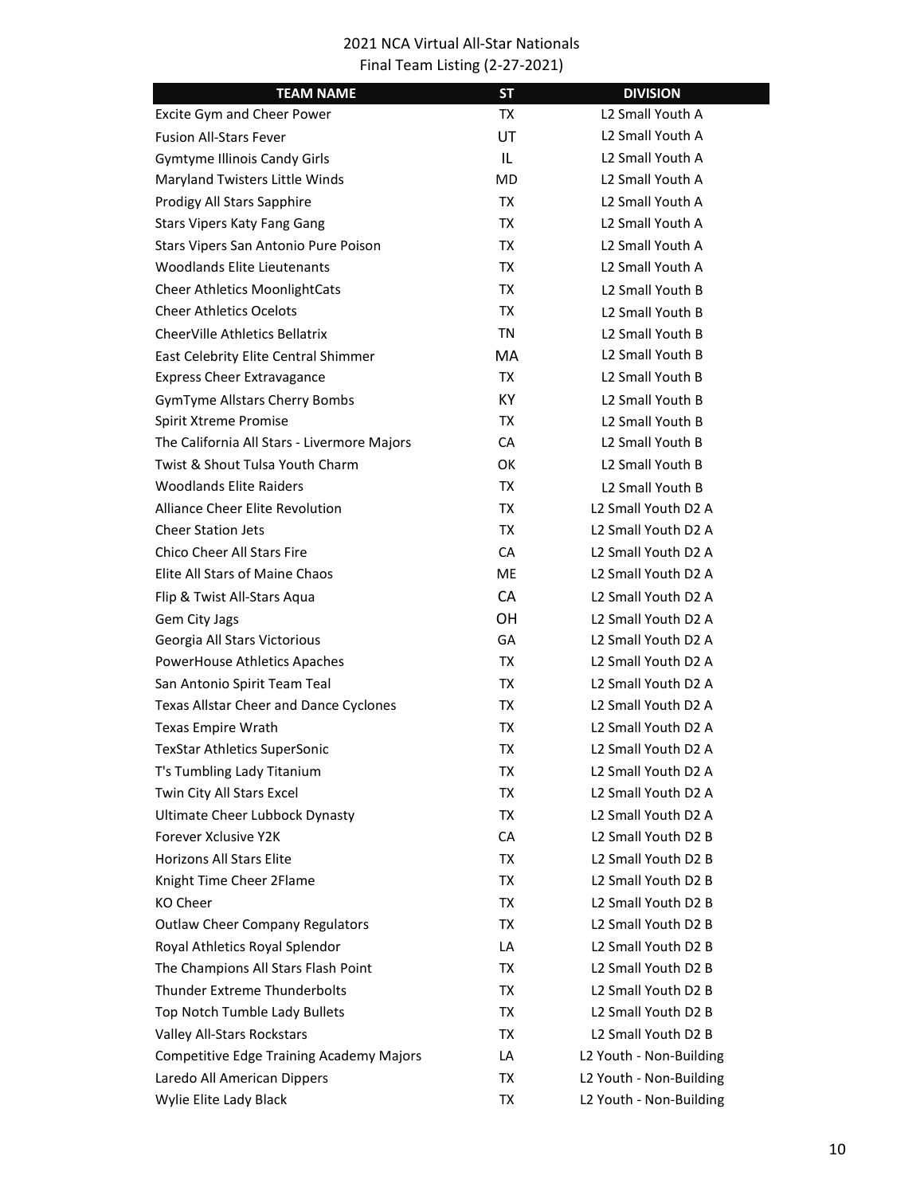2021 NCA Virtual All-Star Nationals
Final Team Listing (2-27-2021)

| TEAM NAME | ST | DIVISION |
|---|---|---|
| Excite Gym and Cheer Power | TX | L2 Small Youth A |
| Fusion All-Stars Fever | UT | L2 Small Youth A |
| Gymtyme Illinois Candy Girls | IL | L2 Small Youth A |
| Maryland Twisters Little Winds | MD | L2 Small Youth A |
| Prodigy All Stars Sapphire | TX | L2 Small Youth A |
| Stars Vipers Katy Fang Gang | TX | L2 Small Youth A |
| Stars Vipers San Antonio Pure Poison | TX | L2 Small Youth A |
| Woodlands Elite Lieutenants | TX | L2 Small Youth A |
| Cheer Athletics MoonlightCats | TX | L2 Small Youth B |
| Cheer Athletics Ocelots | TX | L2 Small Youth B |
| CheerVille Athletics Bellatrix | TN | L2 Small Youth B |
| East Celebrity Elite Central Shimmer | MA | L2 Small Youth B |
| Express Cheer Extravagance | TX | L2 Small Youth B |
| GymTyme Allstars Cherry Bombs | KY | L2 Small Youth B |
| Spirit Xtreme Promise | TX | L2 Small Youth B |
| The California All Stars - Livermore Majors | CA | L2 Small Youth B |
| Twist & Shout Tulsa Youth Charm | OK | L2 Small Youth B |
| Woodlands Elite Raiders | TX | L2 Small Youth B |
| Alliance Cheer Elite Revolution | TX | L2 Small Youth D2 A |
| Cheer Station Jets | TX | L2 Small Youth D2 A |
| Chico Cheer All Stars Fire | CA | L2 Small Youth D2 A |
| Elite All Stars of Maine Chaos | ME | L2 Small Youth D2 A |
| Flip & Twist All-Stars Aqua | CA | L2 Small Youth D2 A |
| Gem City Jags | OH | L2 Small Youth D2 A |
| Georgia All Stars Victorious | GA | L2 Small Youth D2 A |
| PowerHouse Athletics Apaches | TX | L2 Small Youth D2 A |
| San Antonio Spirit Team Teal | TX | L2 Small Youth D2 A |
| Texas Allstar Cheer and Dance Cyclones | TX | L2 Small Youth D2 A |
| Texas Empire Wrath | TX | L2 Small Youth D2 A |
| TexStar Athletics SuperSonic | TX | L2 Small Youth D2 A |
| T's Tumbling Lady Titanium | TX | L2 Small Youth D2 A |
| Twin City All Stars Excel | TX | L2 Small Youth D2 A |
| Ultimate Cheer Lubbock Dynasty | TX | L2 Small Youth D2 A |
| Forever Xclusive Y2K | CA | L2 Small Youth D2 B |
| Horizons All Stars Elite | TX | L2 Small Youth D2 B |
| Knight Time Cheer 2Flame | TX | L2 Small Youth D2 B |
| KO Cheer | TX | L2 Small Youth D2 B |
| Outlaw Cheer Company Regulators | TX | L2 Small Youth D2 B |
| Royal Athletics Royal Splendor | LA | L2 Small Youth D2 B |
| The Champions All Stars Flash Point | TX | L2 Small Youth D2 B |
| Thunder Extreme Thunderbolts | TX | L2 Small Youth D2 B |
| Top Notch Tumble Lady Bullets | TX | L2 Small Youth D2 B |
| Valley All-Stars Rockstars | TX | L2 Small Youth D2 B |
| Competitive Edge Training Academy Majors | LA | L2 Youth - Non-Building |
| Laredo All American Dippers | TX | L2 Youth - Non-Building |
| Wylie Elite Lady Black | TX | L2 Youth - Non-Building |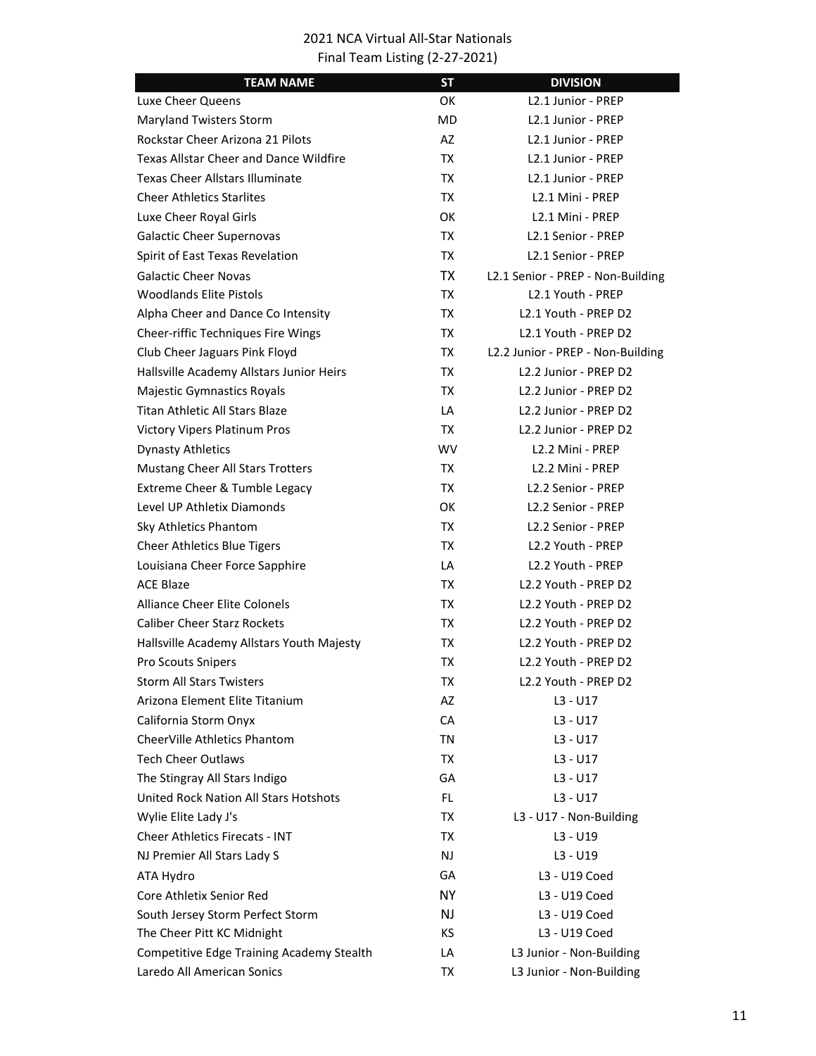2021 NCA Virtual All-Star Nationals
Final Team Listing (2-27-2021)

| TEAM NAME | ST | DIVISION |
|---|---|---|
| Luxe Cheer Queens | OK | L2.1 Junior - PREP |
| Maryland Twisters Storm | MD | L2.1 Junior - PREP |
| Rockstar Cheer Arizona 21 Pilots | AZ | L2.1 Junior - PREP |
| Texas Allstar Cheer and Dance Wildfire | TX | L2.1 Junior - PREP |
| Texas Cheer Allstars Illuminate | TX | L2.1 Junior - PREP |
| Cheer Athletics Starlites | TX | L2.1 Mini - PREP |
| Luxe Cheer Royal Girls | OK | L2.1 Mini - PREP |
| Galactic Cheer Supernovas | TX | L2.1 Senior - PREP |
| Spirit of East Texas Revelation | TX | L2.1 Senior - PREP |
| Galactic Cheer Novas | TX | L2.1 Senior - PREP - Non-Building |
| Woodlands Elite Pistols | TX | L2.1 Youth - PREP |
| Alpha Cheer and Dance Co Intensity | TX | L2.1 Youth - PREP D2 |
| Cheer-riffic Techniques Fire Wings | TX | L2.1 Youth - PREP D2 |
| Club Cheer Jaguars Pink Floyd | TX | L2.2 Junior - PREP - Non-Building |
| Hallsville Academy Allstars Junior Heirs | TX | L2.2 Junior - PREP D2 |
| Majestic Gymnastics Royals | TX | L2.2 Junior - PREP D2 |
| Titan Athletic All Stars Blaze | LA | L2.2 Junior - PREP D2 |
| Victory Vipers Platinum Pros | TX | L2.2 Junior - PREP D2 |
| Dynasty Athletics | WV | L2.2 Mini - PREP |
| Mustang Cheer All Stars Trotters | TX | L2.2 Mini - PREP |
| Extreme Cheer & Tumble Legacy | TX | L2.2 Senior - PREP |
| Level UP Athletix Diamonds | OK | L2.2 Senior - PREP |
| Sky Athletics Phantom | TX | L2.2 Senior - PREP |
| Cheer Athletics Blue Tigers | TX | L2.2 Youth - PREP |
| Louisiana Cheer Force Sapphire | LA | L2.2 Youth - PREP |
| ACE Blaze | TX | L2.2 Youth - PREP D2 |
| Alliance Cheer Elite Colonels | TX | L2.2 Youth - PREP D2 |
| Caliber Cheer Starz Rockets | TX | L2.2 Youth - PREP D2 |
| Hallsville Academy Allstars Youth Majesty | TX | L2.2 Youth - PREP D2 |
| Pro Scouts Snipers | TX | L2.2 Youth - PREP D2 |
| Storm All Stars Twisters | TX | L2.2 Youth - PREP D2 |
| Arizona Element Elite Titanium | AZ | L3 - U17 |
| California Storm Onyx | CA | L3 - U17 |
| CheerVille Athletics Phantom | TN | L3 - U17 |
| Tech Cheer Outlaws | TX | L3 - U17 |
| The Stingray All Stars Indigo | GA | L3 - U17 |
| United Rock Nation All Stars Hotshots | FL | L3 - U17 |
| Wylie Elite Lady J's | TX | L3 - U17 - Non-Building |
| Cheer Athletics Firecats - INT | TX | L3 - U19 |
| NJ Premier All Stars Lady S | NJ | L3 - U19 |
| ATA Hydro | GA | L3 - U19 Coed |
| Core Athletix Senior Red | NY | L3 - U19 Coed |
| South Jersey Storm Perfect Storm | NJ | L3 - U19 Coed |
| The Cheer Pitt KC Midnight | KS | L3 - U19 Coed |
| Competitive Edge Training Academy Stealth | LA | L3 Junior - Non-Building |
| Laredo All American Sonics | TX | L3 Junior - Non-Building |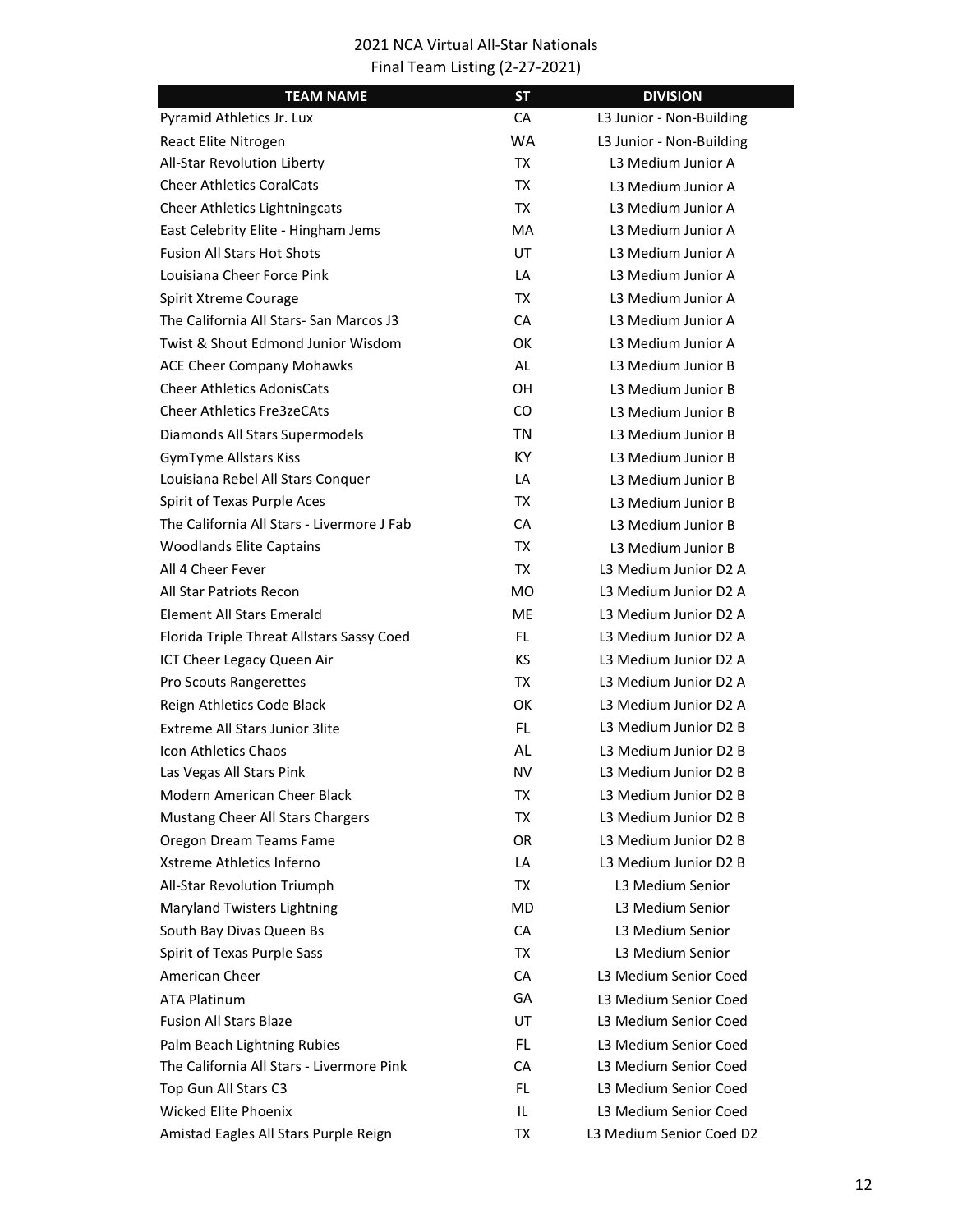2021 NCA Virtual All-Star Nationals
Final Team Listing (2-27-2021)

| TEAM NAME | ST | DIVISION |
|---|---|---|
| Pyramid Athletics Jr. Lux | CA | L3 Junior - Non-Building |
| React Elite Nitrogen | WA | L3 Junior - Non-Building |
| All-Star Revolution Liberty | TX | L3 Medium Junior A |
| Cheer Athletics CoralCats | TX | L3 Medium Junior A |
| Cheer Athletics Lightningcats | TX | L3 Medium Junior A |
| East Celebrity Elite - Hingham Jems | MA | L3 Medium Junior A |
| Fusion All Stars Hot Shots | UT | L3 Medium Junior A |
| Louisiana Cheer Force Pink | LA | L3 Medium Junior A |
| Spirit Xtreme Courage | TX | L3 Medium Junior A |
| The California All Stars- San Marcos J3 | CA | L3 Medium Junior A |
| Twist & Shout Edmond Junior Wisdom | OK | L3 Medium Junior A |
| ACE Cheer Company Mohawks | AL | L3 Medium Junior B |
| Cheer Athletics AdonisCats | OH | L3 Medium Junior B |
| Cheer Athletics Fre3zeCAts | CO | L3 Medium Junior B |
| Diamonds All Stars Supermodels | TN | L3 Medium Junior B |
| GymTyme Allstars Kiss | KY | L3 Medium Junior B |
| Louisiana Rebel All Stars Conquer | LA | L3 Medium Junior B |
| Spirit of Texas Purple Aces | TX | L3 Medium Junior B |
| The California All Stars - Livermore J Fab | CA | L3 Medium Junior B |
| Woodlands Elite Captains | TX | L3 Medium Junior B |
| All 4 Cheer Fever | TX | L3 Medium Junior D2 A |
| All Star Patriots Recon | MO | L3 Medium Junior D2 A |
| Element All Stars Emerald | ME | L3 Medium Junior D2 A |
| Florida Triple Threat Allstars Sassy Coed | FL | L3 Medium Junior D2 A |
| ICT Cheer Legacy Queen Air | KS | L3 Medium Junior D2 A |
| Pro Scouts Rangerettes | TX | L3 Medium Junior D2 A |
| Reign Athletics Code Black | OK | L3 Medium Junior D2 A |
| Extreme All Stars Junior 3lite | FL | L3 Medium Junior D2 B |
| Icon Athletics Chaos | AL | L3 Medium Junior D2 B |
| Las Vegas All Stars Pink | NV | L3 Medium Junior D2 B |
| Modern American Cheer Black | TX | L3 Medium Junior D2 B |
| Mustang Cheer All Stars Chargers | TX | L3 Medium Junior D2 B |
| Oregon Dream Teams Fame | OR | L3 Medium Junior D2 B |
| Xstreme Athletics Inferno | LA | L3 Medium Junior D2 B |
| All-Star Revolution Triumph | TX | L3 Medium Senior |
| Maryland Twisters Lightning | MD | L3 Medium Senior |
| South Bay Divas Queen Bs | CA | L3 Medium Senior |
| Spirit of Texas Purple Sass | TX | L3 Medium Senior |
| American Cheer | CA | L3 Medium Senior Coed |
| ATA Platinum | GA | L3 Medium Senior Coed |
| Fusion All Stars Blaze | UT | L3 Medium Senior Coed |
| Palm Beach Lightning Rubies | FL | L3 Medium Senior Coed |
| The California All Stars - Livermore Pink | CA | L3 Medium Senior Coed |
| Top Gun All Stars C3 | FL | L3 Medium Senior Coed |
| Wicked Elite Phoenix | IL | L3 Medium Senior Coed |
| Amistad Eagles All Stars Purple Reign | TX | L3 Medium Senior Coed D2 |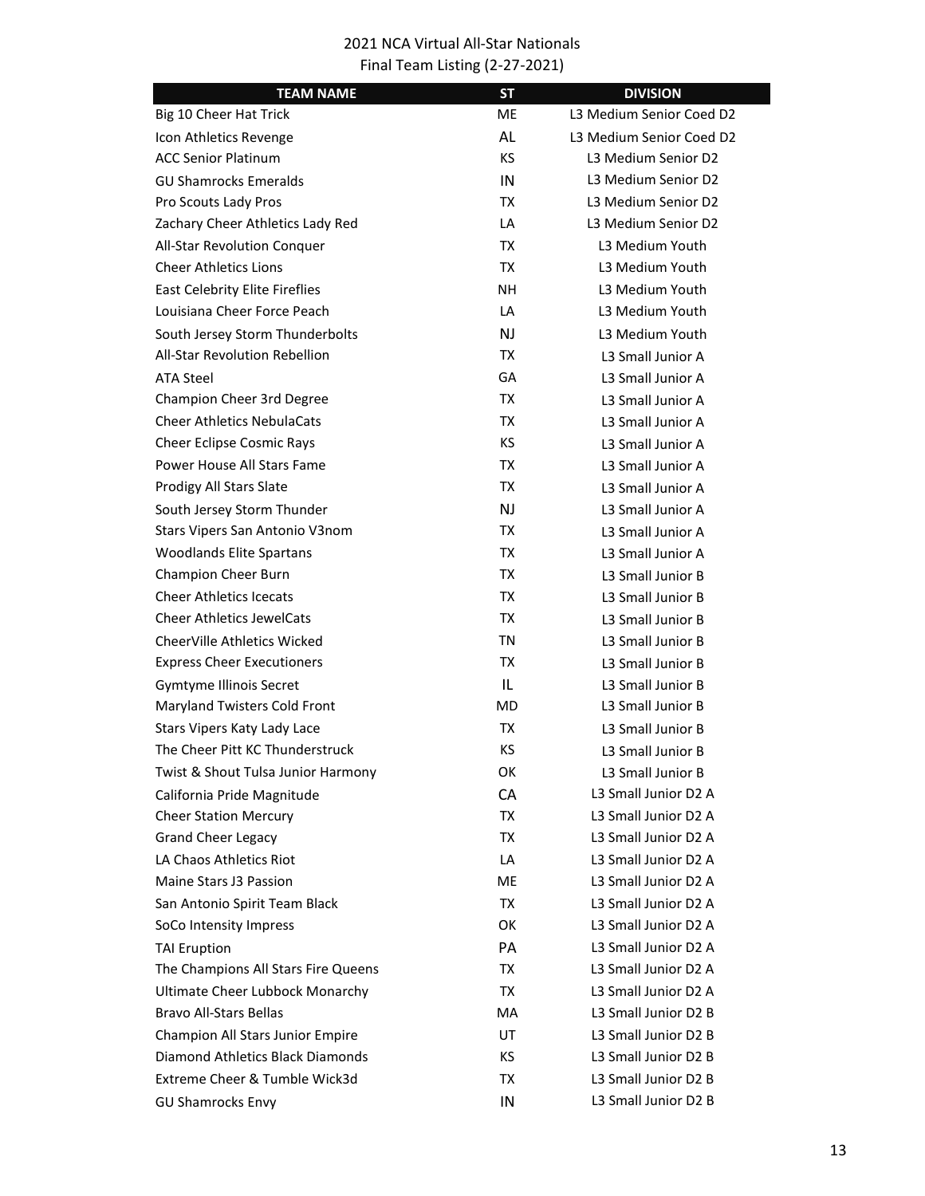2021 NCA Virtual All-Star Nationals
Final Team Listing (2-27-2021)

| TEAM NAME | ST | DIVISION |
| --- | --- | --- |
| Big 10 Cheer Hat Trick | ME | L3 Medium Senior Coed D2 |
| Icon Athletics Revenge | AL | L3 Medium Senior Coed D2 |
| ACC Senior Platinum | KS | L3 Medium Senior D2 |
| GU Shamrocks Emeralds | IN | L3 Medium Senior D2 |
| Pro Scouts Lady Pros | TX | L3 Medium Senior D2 |
| Zachary Cheer Athletics Lady Red | LA | L3 Medium Senior D2 |
| All-Star Revolution Conquer | TX | L3 Medium Youth |
| Cheer Athletics Lions | TX | L3 Medium Youth |
| East Celebrity Elite Fireflies | NH | L3 Medium Youth |
| Louisiana Cheer Force Peach | LA | L3 Medium Youth |
| South Jersey Storm Thunderbolts | NJ | L3 Medium Youth |
| All-Star Revolution Rebellion | TX | L3 Small Junior A |
| ATA Steel | GA | L3 Small Junior A |
| Champion Cheer 3rd Degree | TX | L3 Small Junior A |
| Cheer Athletics NebulaCats | TX | L3 Small Junior A |
| Cheer Eclipse Cosmic Rays | KS | L3 Small Junior A |
| Power House All Stars Fame | TX | L3 Small Junior A |
| Prodigy All Stars Slate | TX | L3 Small Junior A |
| South Jersey Storm Thunder | NJ | L3 Small Junior A |
| Stars Vipers San Antonio V3nom | TX | L3 Small Junior A |
| Woodlands Elite Spartans | TX | L3 Small Junior A |
| Champion Cheer Burn | TX | L3 Small Junior B |
| Cheer Athletics Icecats | TX | L3 Small Junior B |
| Cheer Athletics JewelCats | TX | L3 Small Junior B |
| CheerVille Athletics Wicked | TN | L3 Small Junior B |
| Express Cheer Executioners | TX | L3 Small Junior B |
| Gymtyme Illinois Secret | IL | L3 Small Junior B |
| Maryland Twisters Cold Front | MD | L3 Small Junior B |
| Stars Vipers Katy Lady Lace | TX | L3 Small Junior B |
| The Cheer Pitt KC Thunderstruck | KS | L3 Small Junior B |
| Twist & Shout Tulsa Junior Harmony | OK | L3 Small Junior B |
| California Pride Magnitude | CA | L3 Small Junior D2 A |
| Cheer Station Mercury | TX | L3 Small Junior D2 A |
| Grand Cheer Legacy | TX | L3 Small Junior D2 A |
| LA Chaos Athletics Riot | LA | L3 Small Junior D2 A |
| Maine Stars J3 Passion | ME | L3 Small Junior D2 A |
| San Antonio Spirit Team Black | TX | L3 Small Junior D2 A |
| SoCo Intensity Impress | OK | L3 Small Junior D2 A |
| TAI Eruption | PA | L3 Small Junior D2 A |
| The Champions All Stars Fire Queens | TX | L3 Small Junior D2 A |
| Ultimate Cheer Lubbock Monarchy | TX | L3 Small Junior D2 A |
| Bravo All-Stars Bellas | MA | L3 Small Junior D2 B |
| Champion All Stars Junior Empire | UT | L3 Small Junior D2 B |
| Diamond Athletics Black Diamonds | KS | L3 Small Junior D2 B |
| Extreme Cheer & Tumble Wick3d | TX | L3 Small Junior D2 B |
| GU Shamrocks Envy | IN | L3 Small Junior D2 B |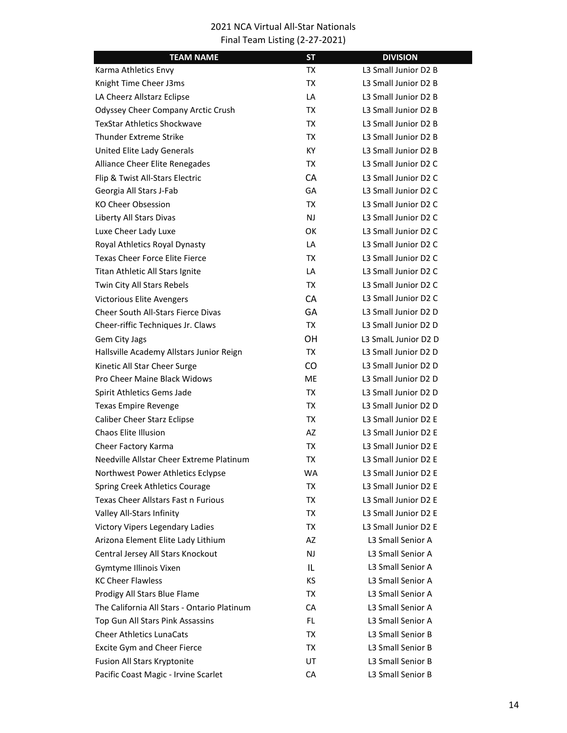2021 NCA Virtual All-Star Nationals
Final Team Listing (2-27-2021)

| TEAM NAME | ST | DIVISION |
|---|---|---|
| Karma Athletics Envy | TX | L3 Small Junior D2 B |
| Knight Time Cheer J3ms | TX | L3 Small Junior D2 B |
| LA Cheerz Allstarz Eclipse | LA | L3 Small Junior D2 B |
| Odyssey Cheer Company Arctic Crush | TX | L3 Small Junior D2 B |
| TexStar Athletics Shockwave | TX | L3 Small Junior D2 B |
| Thunder Extreme Strike | TX | L3 Small Junior D2 B |
| United Elite Lady Generals | KY | L3 Small Junior D2 B |
| Alliance Cheer Elite Renegades | TX | L3 Small Junior D2 C |
| Flip & Twist All-Stars Electric | CA | L3 Small Junior D2 C |
| Georgia All Stars J-Fab | GA | L3 Small Junior D2 C |
| KO Cheer Obsession | TX | L3 Small Junior D2 C |
| Liberty All Stars Divas | NJ | L3 Small Junior D2 C |
| Luxe Cheer Lady Luxe | OK | L3 Small Junior D2 C |
| Royal Athletics Royal Dynasty | LA | L3 Small Junior D2 C |
| Texas Cheer Force Elite Fierce | TX | L3 Small Junior D2 C |
| Titan Athletic All Stars Ignite | LA | L3 Small Junior D2 C |
| Twin City All Stars Rebels | TX | L3 Small Junior D2 C |
| Victorious Elite Avengers | CA | L3 Small Junior D2 C |
| Cheer South All-Stars Fierce Divas | GA | L3 Small Junior D2 D |
| Cheer-riffic Techniques Jr. Claws | TX | L3 Small Junior D2 D |
| Gem City Jags | OH | L3 SmalL Junior D2 D |
| Hallsville Academy Allstars Junior Reign | TX | L3 Small Junior D2 D |
| Kinetic All Star Cheer Surge | CO | L3 Small Junior D2 D |
| Pro Cheer Maine Black Widows | ME | L3 Small Junior D2 D |
| Spirit Athletics Gems Jade | TX | L3 Small Junior D2 D |
| Texas Empire Revenge | TX | L3 Small Junior D2 D |
| Caliber Cheer Starz Eclipse | TX | L3 Small Junior D2 E |
| Chaos Elite Illusion | AZ | L3 Small Junior D2 E |
| Cheer Factory Karma | TX | L3 Small Junior D2 E |
| Needville Allstar Cheer Extreme Platinum | TX | L3 Small Junior D2 E |
| Northwest Power Athletics Eclypse | WA | L3 Small Junior D2 E |
| Spring Creek Athletics Courage | TX | L3 Small Junior D2 E |
| Texas Cheer Allstars Fast n Furious | TX | L3 Small Junior D2 E |
| Valley All-Stars Infinity | TX | L3 Small Junior D2 E |
| Victory Vipers Legendary Ladies | TX | L3 Small Junior D2 E |
| Arizona Element Elite Lady Lithium | AZ | L3 Small Senior A |
| Central Jersey All Stars Knockout | NJ | L3 Small Senior A |
| Gymtyme Illinois Vixen | IL | L3 Small Senior A |
| KC Cheer Flawless | KS | L3 Small Senior A |
| Prodigy All Stars Blue Flame | TX | L3 Small Senior A |
| The California All Stars - Ontario Platinum | CA | L3 Small Senior A |
| Top Gun All Stars Pink Assassins | FL | L3 Small Senior A |
| Cheer Athletics LunaCats | TX | L3 Small Senior B |
| Excite Gym and Cheer Fierce | TX | L3 Small Senior B |
| Fusion All Stars Kryptonite | UT | L3 Small Senior B |
| Pacific Coast Magic - Irvine Scarlet | CA | L3 Small Senior B |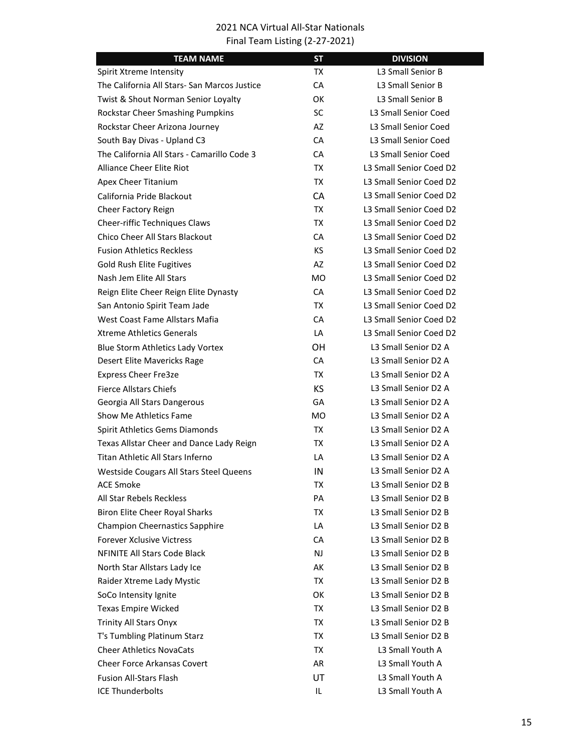2021 NCA Virtual All-Star Nationals
Final Team Listing (2-27-2021)

| TEAM NAME | ST | DIVISION |
|---|---|---|
| Spirit Xtreme Intensity | TX | L3 Small Senior B |
| The California All Stars- San Marcos Justice | CA | L3 Small Senior B |
| Twist & Shout Norman Senior Loyalty | OK | L3 Small Senior B |
| Rockstar Cheer Smashing Pumpkins | SC | L3 Small Senior Coed |
| Rockstar Cheer Arizona Journey | AZ | L3 Small Senior Coed |
| South Bay Divas - Upland C3 | CA | L3 Small Senior Coed |
| The California All Stars - Camarillo Code 3 | CA | L3 Small Senior Coed |
| Alliance Cheer Elite Riot | TX | L3 Small Senior Coed D2 |
| Apex Cheer Titanium | TX | L3 Small Senior Coed D2 |
| California Pride Blackout | CA | L3 Small Senior Coed D2 |
| Cheer Factory Reign | TX | L3 Small Senior Coed D2 |
| Cheer-riffic Techniques Claws | TX | L3 Small Senior Coed D2 |
| Chico Cheer All Stars Blackout | CA | L3 Small Senior Coed D2 |
| Fusion Athletics Reckless | KS | L3 Small Senior Coed D2 |
| Gold Rush Elite Fugitives | AZ | L3 Small Senior Coed D2 |
| Nash Jem Elite All Stars | MO | L3 Small Senior Coed D2 |
| Reign Elite Cheer Reign Elite Dynasty | CA | L3 Small Senior Coed D2 |
| San Antonio Spirit Team Jade | TX | L3 Small Senior Coed D2 |
| West Coast Fame Allstars Mafia | CA | L3 Small Senior Coed D2 |
| Xtreme Athletics Generals | LA | L3 Small Senior Coed D2 |
| Blue Storm Athletics Lady Vortex | OH | L3 Small Senior D2 A |
| Desert Elite Mavericks Rage | CA | L3 Small Senior D2 A |
| Express Cheer Fre3ze | TX | L3 Small Senior D2 A |
| Fierce Allstars Chiefs | KS | L3 Small Senior D2 A |
| Georgia All Stars Dangerous | GA | L3 Small Senior D2 A |
| Show Me Athletics Fame | MO | L3 Small Senior D2 A |
| Spirit Athletics Gems Diamonds | TX | L3 Small Senior D2 A |
| Texas Allstar Cheer and Dance Lady Reign | TX | L3 Small Senior D2 A |
| Titan Athletic All Stars Inferno | LA | L3 Small Senior D2 A |
| Westside Cougars All Stars Steel Queens | IN | L3 Small Senior D2 A |
| ACE Smoke | TX | L3 Small Senior D2 B |
| All Star Rebels Reckless | PA | L3 Small Senior D2 B |
| Biron Elite Cheer Royal Sharks | TX | L3 Small Senior D2 B |
| Champion Cheernastics Sapphire | LA | L3 Small Senior D2 B |
| Forever Xclusive Victress | CA | L3 Small Senior D2 B |
| NFINITE All Stars Code Black | NJ | L3 Small Senior D2 B |
| North Star Allstars Lady Ice | AK | L3 Small Senior D2 B |
| Raider Xtreme Lady Mystic | TX | L3 Small Senior D2 B |
| SoCo Intensity Ignite | OK | L3 Small Senior D2 B |
| Texas Empire Wicked | TX | L3 Small Senior D2 B |
| Trinity All Stars Onyx | TX | L3 Small Senior D2 B |
| T's Tumbling Platinum Starz | TX | L3 Small Senior D2 B |
| Cheer Athletics NovaCats | TX | L3 Small Youth A |
| Cheer Force Arkansas Covert | AR | L3 Small Youth A |
| Fusion All-Stars Flash | UT | L3 Small Youth A |
| ICE Thunderbolts | IL | L3 Small Youth A |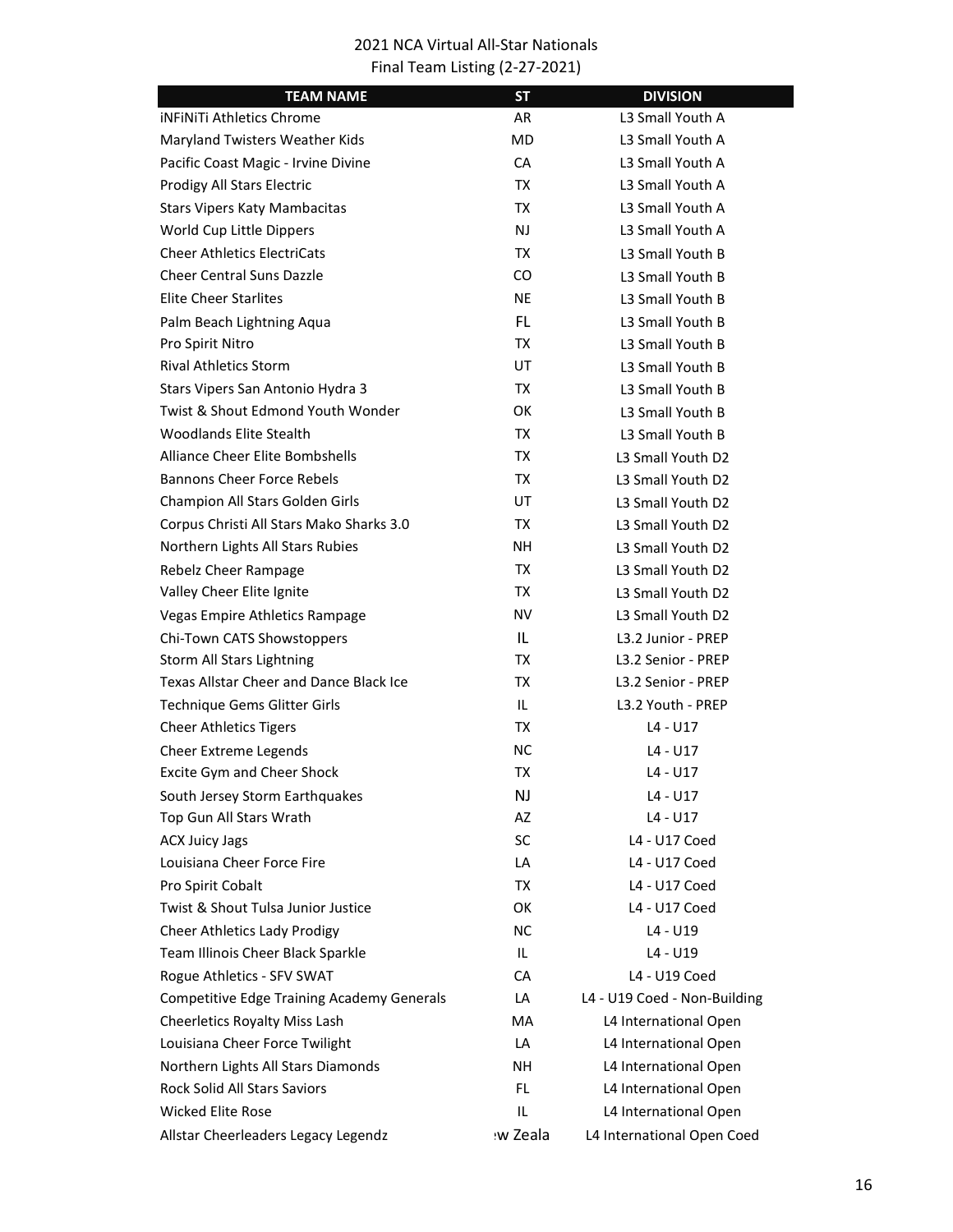2021 NCA Virtual All-Star Nationals
Final Team Listing (2-27-2021)

| TEAM NAME | ST | DIVISION |
|---|---|---|
| iNFiNiTi Athletics Chrome | AR | L3 Small Youth A |
| Maryland Twisters Weather Kids | MD | L3 Small Youth A |
| Pacific Coast Magic - Irvine Divine | CA | L3 Small Youth A |
| Prodigy All Stars Electric | TX | L3 Small Youth A |
| Stars Vipers Katy Mambacitas | TX | L3 Small Youth A |
| World Cup Little Dippers | NJ | L3 Small Youth A |
| Cheer Athletics ElectriCats | TX | L3 Small Youth B |
| Cheer Central Suns Dazzle | CO | L3 Small Youth B |
| Elite Cheer Starlites | NE | L3 Small Youth B |
| Palm Beach Lightning Aqua | FL | L3 Small Youth B |
| Pro Spirit Nitro | TX | L3 Small Youth B |
| Rival Athletics Storm | UT | L3 Small Youth B |
| Stars Vipers San Antonio Hydra 3 | TX | L3 Small Youth B |
| Twist & Shout Edmond Youth Wonder | OK | L3 Small Youth B |
| Woodlands Elite Stealth | TX | L3 Small Youth B |
| Alliance Cheer Elite Bombshells | TX | L3 Small Youth D2 |
| Bannons Cheer Force Rebels | TX | L3 Small Youth D2 |
| Champion All Stars Golden Girls | UT | L3 Small Youth D2 |
| Corpus Christi All Stars Mako Sharks 3.0 | TX | L3 Small Youth D2 |
| Northern Lights All Stars Rubies | NH | L3 Small Youth D2 |
| Rebelz Cheer Rampage | TX | L3 Small Youth D2 |
| Valley Cheer Elite Ignite | TX | L3 Small Youth D2 |
| Vegas Empire Athletics Rampage | NV | L3 Small Youth D2 |
| Chi-Town CATS Showstoppers | IL | L3.2 Junior - PREP |
| Storm All Stars Lightning | TX | L3.2 Senior - PREP |
| Texas Allstar Cheer and Dance Black Ice | TX | L3.2 Senior - PREP |
| Technique Gems Glitter Girls | IL | L3.2 Youth - PREP |
| Cheer Athletics Tigers | TX | L4 - U17 |
| Cheer Extreme Legends | NC | L4 - U17 |
| Excite Gym and Cheer Shock | TX | L4 - U17 |
| South Jersey Storm Earthquakes | NJ | L4 - U17 |
| Top Gun All Stars Wrath | AZ | L4 - U17 |
| ACX Juicy Jags | SC | L4 - U17 Coed |
| Louisiana Cheer Force Fire | LA | L4 - U17 Coed |
| Pro Spirit Cobalt | TX | L4 - U17 Coed |
| Twist & Shout Tulsa Junior Justice | OK | L4 - U17 Coed |
| Cheer Athletics Lady Prodigy | NC | L4 - U19 |
| Team Illinois Cheer Black Sparkle | IL | L4 - U19 |
| Rogue Athletics - SFV SWAT | CA | L4 - U19 Coed |
| Competitive Edge Training Academy Generals | LA | L4 - U19 Coed - Non-Building |
| Cheerletics Royalty Miss Lash | MA | L4 International Open |
| Louisiana Cheer Force Twilight | LA | L4 International Open |
| Northern Lights All Stars Diamonds | NH | L4 International Open |
| Rock Solid All Stars Saviors | FL | L4 International Open |
| Wicked Elite Rose | IL | L4 International Open |
| Allstar Cheerleaders Legacy Legendz | :w Zeala | L4 International Open Coed |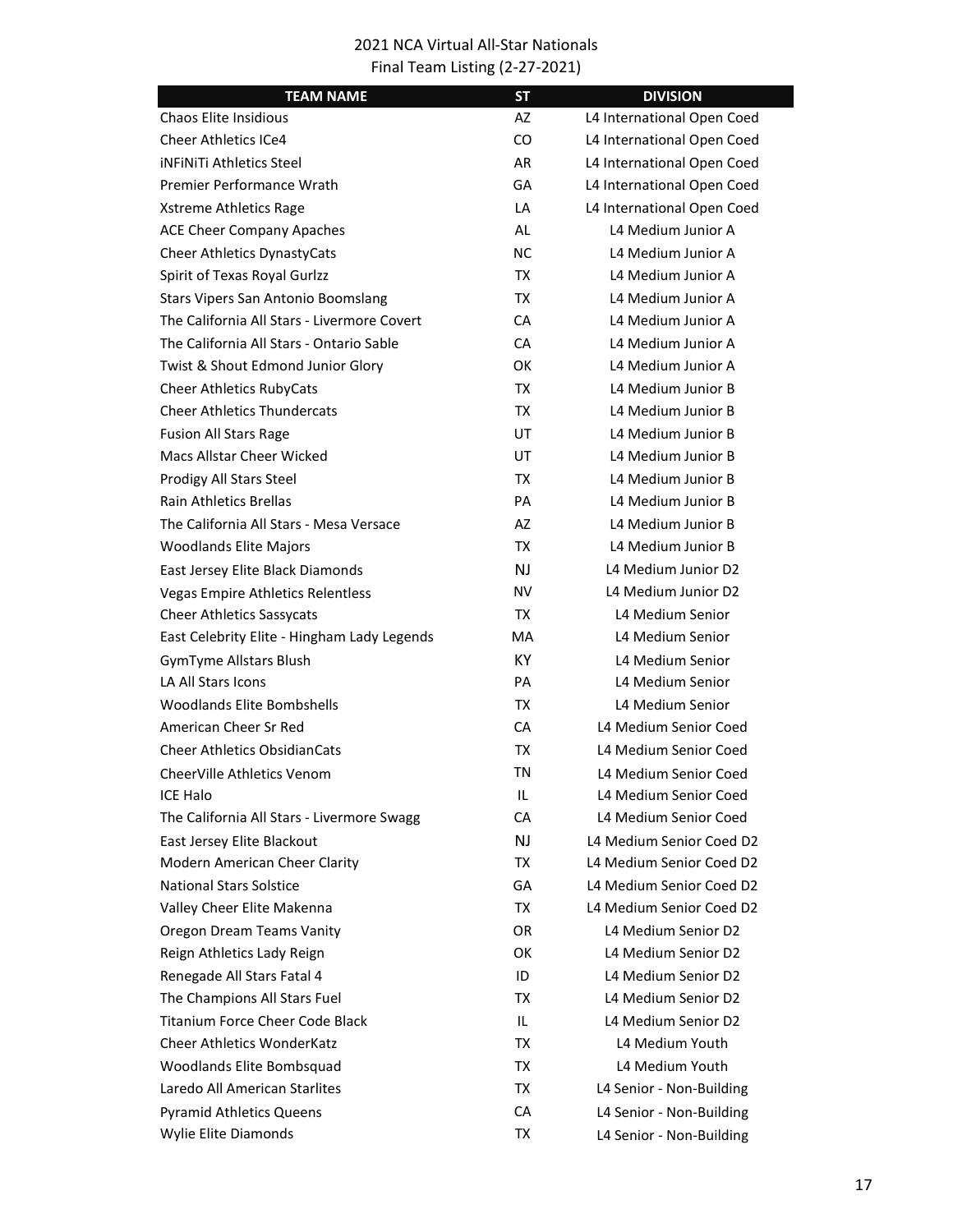2021 NCA Virtual All-Star Nationals
Final Team Listing (2-27-2021)

| TEAM NAME | ST | DIVISION |
|---|---|---|
| Chaos Elite Insidious | AZ | L4 International Open Coed |
| Cheer Athletics ICe4 | CO | L4 International Open Coed |
| iNFiNiTi Athletics Steel | AR | L4 International Open Coed |
| Premier Performance Wrath | GA | L4 International Open Coed |
| Xstreme Athletics Rage | LA | L4 International Open Coed |
| ACE Cheer Company Apaches | AL | L4 Medium Junior A |
| Cheer Athletics DynastyCats | NC | L4 Medium Junior A |
| Spirit of Texas Royal Gurlzz | TX | L4 Medium Junior A |
| Stars Vipers San Antonio Boomslang | TX | L4 Medium Junior A |
| The California All Stars - Livermore Covert | CA | L4 Medium Junior A |
| The California All Stars - Ontario Sable | CA | L4 Medium Junior A |
| Twist & Shout Edmond Junior Glory | OK | L4 Medium Junior A |
| Cheer Athletics RubyCats | TX | L4 Medium Junior B |
| Cheer Athletics Thundercats | TX | L4 Medium Junior B |
| Fusion All Stars Rage | UT | L4 Medium Junior B |
| Macs Allstar Cheer Wicked | UT | L4 Medium Junior B |
| Prodigy All Stars Steel | TX | L4 Medium Junior B |
| Rain Athletics Brellas | PA | L4 Medium Junior B |
| The California All Stars - Mesa Versace | AZ | L4 Medium Junior B |
| Woodlands Elite Majors | TX | L4 Medium Junior B |
| East Jersey Elite Black Diamonds | NJ | L4 Medium Junior D2 |
| Vegas Empire Athletics Relentless | NV | L4 Medium Junior D2 |
| Cheer Athletics Sassycats | TX | L4 Medium Senior |
| East Celebrity Elite - Hingham Lady Legends | MA | L4 Medium Senior |
| GymTyme Allstars Blush | KY | L4 Medium Senior |
| LA All Stars Icons | PA | L4 Medium Senior |
| Woodlands Elite Bombshells | TX | L4 Medium Senior |
| American Cheer Sr Red | CA | L4 Medium Senior Coed |
| Cheer Athletics ObsidianCats | TX | L4 Medium Senior Coed |
| CheerVille Athletics Venom | TN | L4 Medium Senior Coed |
| ICE Halo | IL | L4 Medium Senior Coed |
| The California All Stars - Livermore Swagg | CA | L4 Medium Senior Coed |
| East Jersey Elite Blackout | NJ | L4 Medium Senior Coed D2 |
| Modern American Cheer Clarity | TX | L4 Medium Senior Coed D2 |
| National Stars Solstice | GA | L4 Medium Senior Coed D2 |
| Valley Cheer Elite Makenna | TX | L4 Medium Senior Coed D2 |
| Oregon Dream Teams Vanity | OR | L4 Medium Senior D2 |
| Reign Athletics Lady Reign | OK | L4 Medium Senior D2 |
| Renegade All Stars Fatal 4 | ID | L4 Medium Senior D2 |
| The Champions All Stars Fuel | TX | L4 Medium Senior D2 |
| Titanium Force Cheer Code Black | IL | L4 Medium Senior D2 |
| Cheer Athletics WonderKatz | TX | L4 Medium Youth |
| Woodlands Elite Bombsquad | TX | L4 Medium Youth |
| Laredo All American Starlites | TX | L4 Senior - Non-Building |
| Pyramid Athletics Queens | CA | L4 Senior - Non-Building |
| Wylie Elite Diamonds | TX | L4 Senior - Non-Building |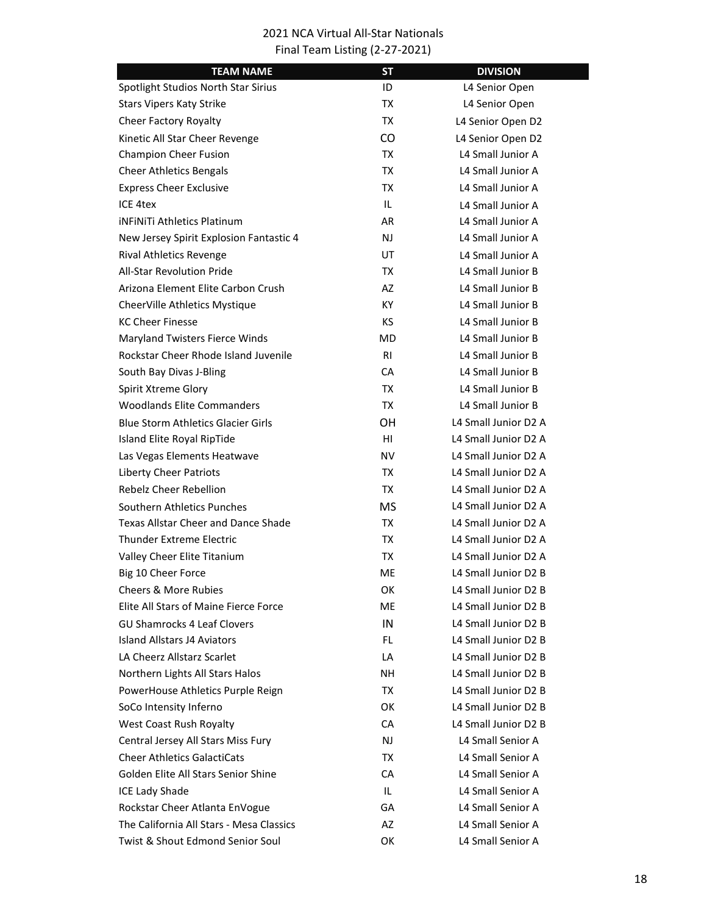2021 NCA Virtual All-Star Nationals
Final Team Listing (2-27-2021)

| TEAM NAME | ST | DIVISION |
|---|---|---|
| Spotlight Studios North Star Sirius | ID | L4 Senior Open |
| Stars Vipers Katy Strike | TX | L4 Senior Open |
| Cheer Factory Royalty | TX | L4 Senior Open D2 |
| Kinetic All Star Cheer Revenge | CO | L4 Senior Open D2 |
| Champion Cheer Fusion | TX | L4 Small Junior A |
| Cheer Athletics Bengals | TX | L4 Small Junior A |
| Express Cheer Exclusive | TX | L4 Small Junior A |
| ICE 4tex | IL | L4 Small Junior A |
| iNFiNiTi Athletics Platinum | AR | L4 Small Junior A |
| New Jersey Spirit Explosion Fantastic 4 | NJ | L4 Small Junior A |
| Rival Athletics Revenge | UT | L4 Small Junior A |
| All-Star Revolution Pride | TX | L4 Small Junior B |
| Arizona Element Elite Carbon Crush | AZ | L4 Small Junior B |
| CheerVille Athletics Mystique | KY | L4 Small Junior B |
| KC Cheer Finesse | KS | L4 Small Junior B |
| Maryland Twisters Fierce Winds | MD | L4 Small Junior B |
| Rockstar Cheer Rhode Island Juvenile | RI | L4 Small Junior B |
| South Bay Divas J-Bling | CA | L4 Small Junior B |
| Spirit Xtreme Glory | TX | L4 Small Junior B |
| Woodlands Elite Commanders | TX | L4 Small Junior B |
| Blue Storm Athletics Glacier Girls | OH | L4 Small Junior D2 A |
| Island Elite Royal RipTide | HI | L4 Small Junior D2 A |
| Las Vegas Elements Heatwave | NV | L4 Small Junior D2 A |
| Liberty Cheer Patriots | TX | L4 Small Junior D2 A |
| Rebelz Cheer Rebellion | TX | L4 Small Junior D2 A |
| Southern Athletics Punches | MS | L4 Small Junior D2 A |
| Texas Allstar Cheer and Dance Shade | TX | L4 Small Junior D2 A |
| Thunder Extreme Electric | TX | L4 Small Junior D2 A |
| Valley Cheer Elite Titanium | TX | L4 Small Junior D2 A |
| Big 10 Cheer Force | ME | L4 Small Junior D2 B |
| Cheers & More Rubies | OK | L4 Small Junior D2 B |
| Elite All Stars of Maine Fierce Force | ME | L4 Small Junior D2 B |
| GU Shamrocks 4 Leaf Clovers | IN | L4 Small Junior D2 B |
| Island Allstars J4 Aviators | FL | L4 Small Junior D2 B |
| LA Cheerz Allstarz Scarlet | LA | L4 Small Junior D2 B |
| Northern Lights All Stars Halos | NH | L4 Small Junior D2 B |
| PowerHouse Athletics Purple Reign | TX | L4 Small Junior D2 B |
| SoCo Intensity Inferno | OK | L4 Small Junior D2 B |
| West Coast Rush Royalty | CA | L4 Small Junior D2 B |
| Central Jersey All Stars Miss Fury | NJ | L4 Small Senior A |
| Cheer Athletics GalactiCats | TX | L4 Small Senior A |
| Golden Elite All Stars Senior Shine | CA | L4 Small Senior A |
| ICE Lady Shade | IL | L4 Small Senior A |
| Rockstar Cheer Atlanta EnVogue | GA | L4 Small Senior A |
| The California All Stars - Mesa Classics | AZ | L4 Small Senior A |
| Twist & Shout Edmond Senior Soul | OK | L4 Small Senior A |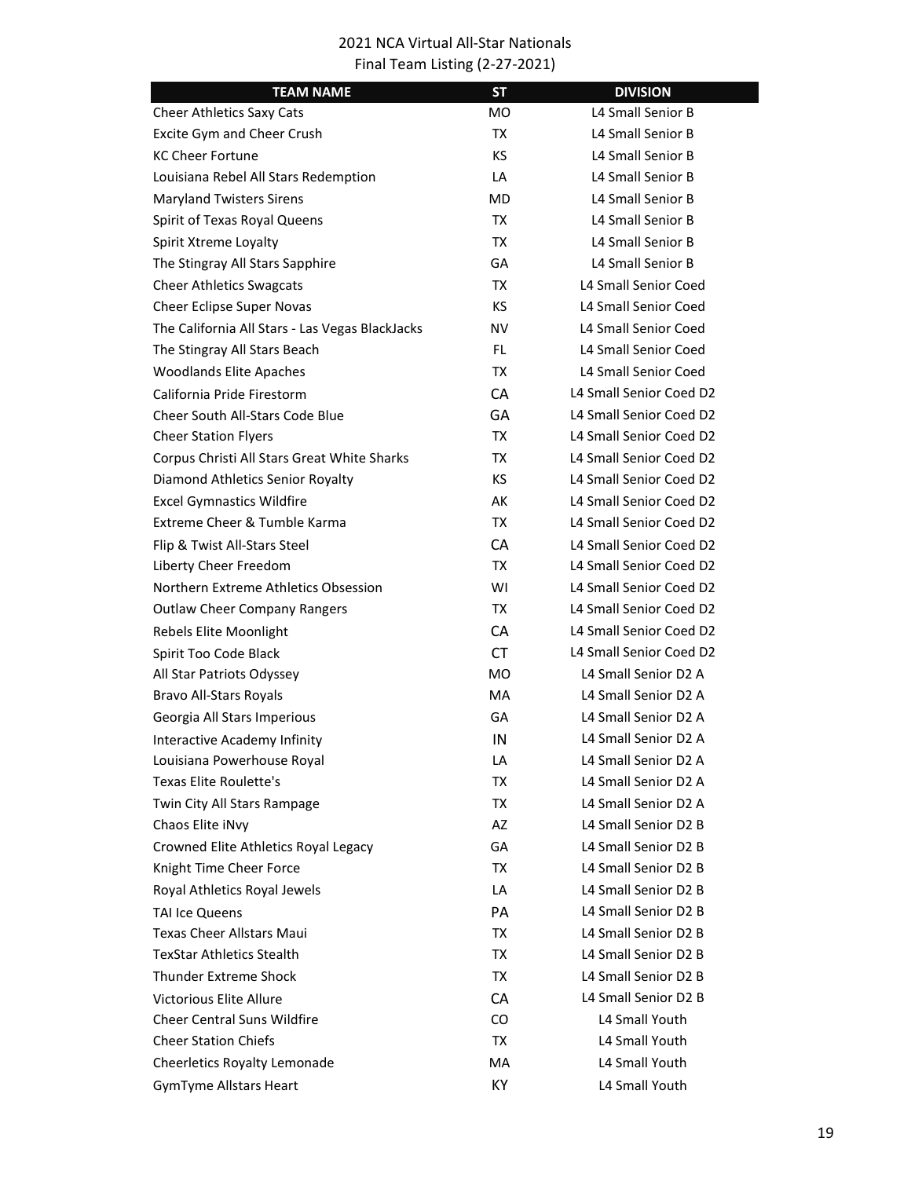2021 NCA Virtual All-Star Nationals
Final Team Listing (2-27-2021)

| TEAM NAME | ST | DIVISION |
|---|---|---|
| Cheer Athletics Saxy Cats | MO | L4 Small Senior B |
| Excite Gym and Cheer Crush | TX | L4 Small Senior B |
| KC Cheer Fortune | KS | L4 Small Senior B |
| Louisiana Rebel All Stars Redemption | LA | L4 Small Senior B |
| Maryland Twisters Sirens | MD | L4 Small Senior B |
| Spirit of Texas Royal Queens | TX | L4 Small Senior B |
| Spirit Xtreme Loyalty | TX | L4 Small Senior B |
| The Stingray All Stars Sapphire | GA | L4 Small Senior B |
| Cheer Athletics Swagcats | TX | L4 Small Senior Coed |
| Cheer Eclipse Super Novas | KS | L4 Small Senior Coed |
| The California All Stars - Las Vegas BlackJacks | NV | L4 Small Senior Coed |
| The Stingray All Stars Beach | FL | L4 Small Senior Coed |
| Woodlands Elite Apaches | TX | L4 Small Senior Coed |
| California Pride Firestorm | CA | L4 Small Senior Coed D2 |
| Cheer South All-Stars Code Blue | GA | L4 Small Senior Coed D2 |
| Cheer Station Flyers | TX | L4 Small Senior Coed D2 |
| Corpus Christi All Stars Great White Sharks | TX | L4 Small Senior Coed D2 |
| Diamond Athletics Senior Royalty | KS | L4 Small Senior Coed D2 |
| Excel Gymnastics Wildfire | AK | L4 Small Senior Coed D2 |
| Extreme Cheer & Tumble Karma | TX | L4 Small Senior Coed D2 |
| Flip & Twist All-Stars Steel | CA | L4 Small Senior Coed D2 |
| Liberty Cheer Freedom | TX | L4 Small Senior Coed D2 |
| Northern Extreme Athletics Obsession | WI | L4 Small Senior Coed D2 |
| Outlaw Cheer Company Rangers | TX | L4 Small Senior Coed D2 |
| Rebels Elite Moonlight | CA | L4 Small Senior Coed D2 |
| Spirit Too Code Black | CT | L4 Small Senior Coed D2 |
| All Star Patriots Odyssey | MO | L4 Small Senior D2 A |
| Bravo All-Stars Royals | MA | L4 Small Senior D2 A |
| Georgia All Stars Imperious | GA | L4 Small Senior D2 A |
| Interactive Academy Infinity | IN | L4 Small Senior D2 A |
| Louisiana Powerhouse Royal | LA | L4 Small Senior D2 A |
| Texas Elite Roulette's | TX | L4 Small Senior D2 A |
| Twin City All Stars Rampage | TX | L4 Small Senior D2 A |
| Chaos Elite iNvy | AZ | L4 Small Senior D2 B |
| Crowned Elite Athletics Royal Legacy | GA | L4 Small Senior D2 B |
| Knight Time Cheer Force | TX | L4 Small Senior D2 B |
| Royal Athletics Royal Jewels | LA | L4 Small Senior D2 B |
| TAI Ice Queens | PA | L4 Small Senior D2 B |
| Texas Cheer Allstars Maui | TX | L4 Small Senior D2 B |
| TexStar Athletics Stealth | TX | L4 Small Senior D2 B |
| Thunder Extreme Shock | TX | L4 Small Senior D2 B |
| Victorious Elite Allure | CA | L4 Small Senior D2 B |
| Cheer Central Suns Wildfire | CO | L4 Small Youth |
| Cheer Station Chiefs | TX | L4 Small Youth |
| Cheerletics Royalty Lemonade | MA | L4 Small Youth |
| GymTyme Allstars Heart | KY | L4 Small Youth |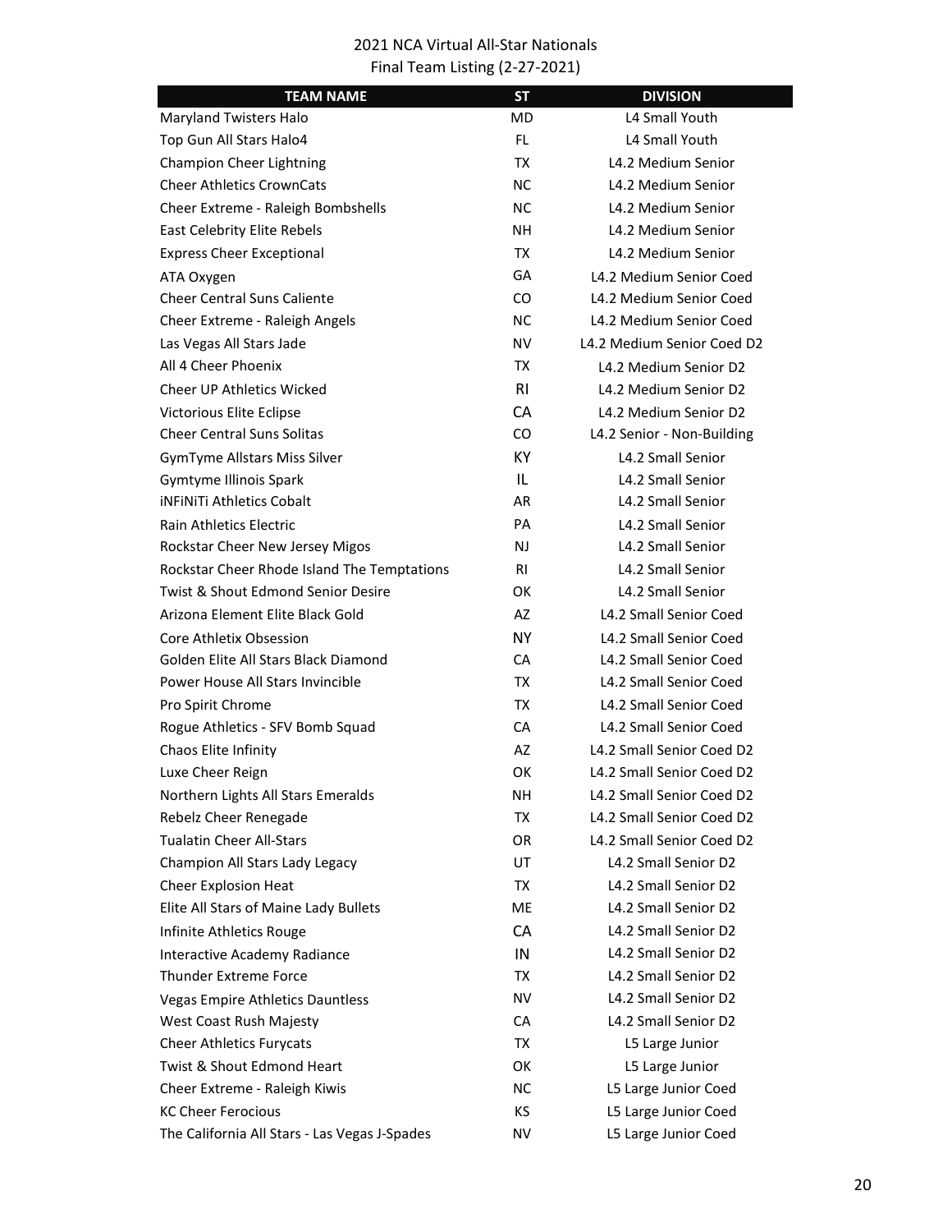2021 NCA Virtual All-Star Nationals
Final Team Listing (2-27-2021)

| TEAM NAME | ST | DIVISION |
|---|---|---|
| Maryland Twisters Halo | MD | L4 Small Youth |
| Top Gun All Stars Halo4 | FL | L4 Small Youth |
| Champion Cheer Lightning | TX | L4.2 Medium Senior |
| Cheer Athletics CrownCats | NC | L4.2 Medium Senior |
| Cheer Extreme - Raleigh Bombshells | NC | L4.2 Medium Senior |
| East Celebrity Elite Rebels | NH | L4.2 Medium Senior |
| Express Cheer Exceptional | TX | L4.2 Medium Senior |
| ATA Oxygen | GA | L4.2 Medium Senior Coed |
| Cheer Central Suns Caliente | CO | L4.2 Medium Senior Coed |
| Cheer Extreme - Raleigh Angels | NC | L4.2 Medium Senior Coed |
| Las Vegas All Stars Jade | NV | L4.2 Medium Senior Coed D2 |
| All 4 Cheer Phoenix | TX | L4.2 Medium Senior D2 |
| Cheer UP Athletics Wicked | RI | L4.2 Medium Senior D2 |
| Victorious Elite Eclipse | CA | L4.2 Medium Senior D2 |
| Cheer Central Suns Solitas | CO | L4.2 Senior - Non-Building |
| GymTyme Allstars Miss Silver | KY | L4.2 Small Senior |
| Gymtyme Illinois Spark | IL | L4.2 Small Senior |
| iNFiNiTi Athletics Cobalt | AR | L4.2 Small Senior |
| Rain Athletics Electric | PA | L4.2 Small Senior |
| Rockstar Cheer New Jersey Migos | NJ | L4.2 Small Senior |
| Rockstar Cheer Rhode Island The Temptations | RI | L4.2 Small Senior |
| Twist & Shout Edmond Senior Desire | OK | L4.2 Small Senior |
| Arizona Element Elite Black Gold | AZ | L4.2 Small Senior Coed |
| Core Athletix Obsession | NY | L4.2 Small Senior Coed |
| Golden Elite All Stars Black Diamond | CA | L4.2 Small Senior Coed |
| Power House All Stars Invincible | TX | L4.2 Small Senior Coed |
| Pro Spirit Chrome | TX | L4.2 Small Senior Coed |
| Rogue Athletics - SFV Bomb Squad | CA | L4.2 Small Senior Coed |
| Chaos Elite Infinity | AZ | L4.2 Small Senior Coed D2 |
| Luxe Cheer Reign | OK | L4.2 Small Senior Coed D2 |
| Northern Lights All Stars Emeralds | NH | L4.2 Small Senior Coed D2 |
| Rebelz Cheer Renegade | TX | L4.2 Small Senior Coed D2 |
| Tualatin Cheer All-Stars | OR | L4.2 Small Senior Coed D2 |
| Champion All Stars Lady Legacy | UT | L4.2 Small Senior D2 |
| Cheer Explosion Heat | TX | L4.2 Small Senior D2 |
| Elite All Stars of Maine Lady Bullets | ME | L4.2 Small Senior D2 |
| Infinite Athletics Rouge | CA | L4.2 Small Senior D2 |
| Interactive Academy Radiance | IN | L4.2 Small Senior D2 |
| Thunder Extreme Force | TX | L4.2 Small Senior D2 |
| Vegas Empire Athletics Dauntless | NV | L4.2 Small Senior D2 |
| West Coast Rush Majesty | CA | L4.2 Small Senior D2 |
| Cheer Athletics Furycats | TX | L5 Large Junior |
| Twist & Shout Edmond Heart | OK | L5 Large Junior |
| Cheer Extreme - Raleigh Kiwis | NC | L5 Large Junior Coed |
| KC Cheer Ferocious | KS | L5 Large Junior Coed |
| The California All Stars - Las Vegas J-Spades | NV | L5 Large Junior Coed |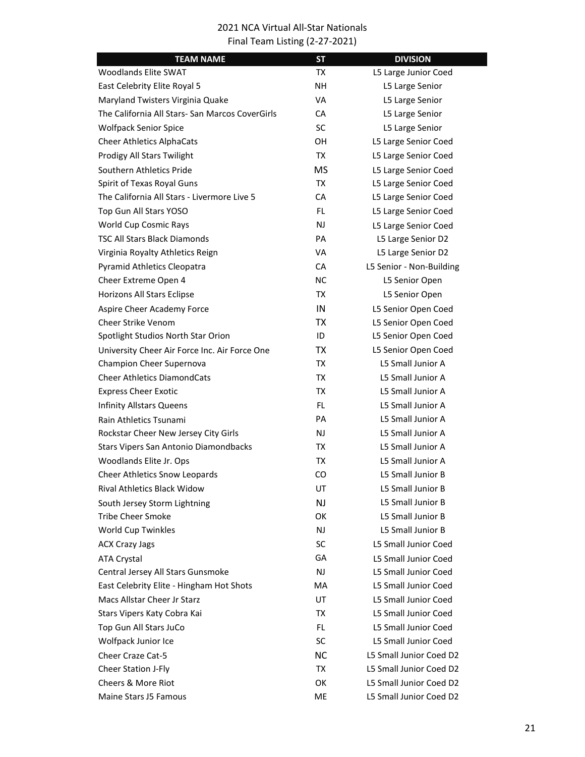2021 NCA Virtual All-Star Nationals
Final Team Listing (2-27-2021)

| TEAM NAME | ST | DIVISION |
|---|---|---|
| Woodlands Elite SWAT | TX | L5 Large Junior Coed |
| East Celebrity Elite Royal 5 | NH | L5 Large Senior |
| Maryland Twisters Virginia Quake | VA | L5 Large Senior |
| The California All Stars- San Marcos CoverGirls | CA | L5 Large Senior |
| Wolfpack Senior Spice | SC | L5 Large Senior |
| Cheer Athletics AlphaCats | OH | L5 Large Senior Coed |
| Prodigy All Stars Twilight | TX | L5 Large Senior Coed |
| Southern Athletics Pride | MS | L5 Large Senior Coed |
| Spirit of Texas Royal Guns | TX | L5 Large Senior Coed |
| The California All Stars - Livermore Live 5 | CA | L5 Large Senior Coed |
| Top Gun All Stars YOSO | FL | L5 Large Senior Coed |
| World Cup Cosmic Rays | NJ | L5 Large Senior Coed |
| TSC All Stars Black Diamonds | PA | L5 Large Senior D2 |
| Virginia Royalty Athletics Reign | VA | L5 Large Senior D2 |
| Pyramid Athletics Cleopatra | CA | L5 Senior - Non-Building |
| Cheer Extreme Open 4 | NC | L5 Senior Open |
| Horizons All Stars Eclipse | TX | L5 Senior Open |
| Aspire Cheer Academy Force | IN | L5 Senior Open Coed |
| Cheer Strike Venom | TX | L5 Senior Open Coed |
| Spotlight Studios North Star Orion | ID | L5 Senior Open Coed |
| University Cheer Air Force Inc. Air Force One | TX | L5 Senior Open Coed |
| Champion Cheer Supernova | TX | L5 Small Junior A |
| Cheer Athletics DiamondCats | TX | L5 Small Junior A |
| Express Cheer Exotic | TX | L5 Small Junior A |
| Infinity Allstars Queens | FL | L5 Small Junior A |
| Rain Athletics Tsunami | PA | L5 Small Junior A |
| Rockstar Cheer New Jersey City Girls | NJ | L5 Small Junior A |
| Stars Vipers San Antonio Diamondbacks | TX | L5 Small Junior A |
| Woodlands Elite Jr. Ops | TX | L5 Small Junior A |
| Cheer Athletics Snow Leopards | CO | L5 Small Junior B |
| Rival Athletics Black Widow | UT | L5 Small Junior B |
| South Jersey Storm Lightning | NJ | L5 Small Junior B |
| Tribe Cheer Smoke | OK | L5 Small Junior B |
| World Cup Twinkles | NJ | L5 Small Junior B |
| ACX Crazy Jags | SC | L5 Small Junior Coed |
| ATA Crystal | GA | L5 Small Junior Coed |
| Central Jersey All Stars Gunsmoke | NJ | L5 Small Junior Coed |
| East Celebrity Elite - Hingham Hot Shots | MA | L5 Small Junior Coed |
| Macs Allstar Cheer Jr Starz | UT | L5 Small Junior Coed |
| Stars Vipers Katy Cobra Kai | TX | L5 Small Junior Coed |
| Top Gun All Stars JuCo | FL | L5 Small Junior Coed |
| Wolfpack Junior Ice | SC | L5 Small Junior Coed |
| Cheer Craze Cat-5 | NC | L5 Small Junior Coed D2 |
| Cheer Station J-Fly | TX | L5 Small Junior Coed D2 |
| Cheers & More Riot | OK | L5 Small Junior Coed D2 |
| Maine Stars J5 Famous | ME | L5 Small Junior Coed D2 |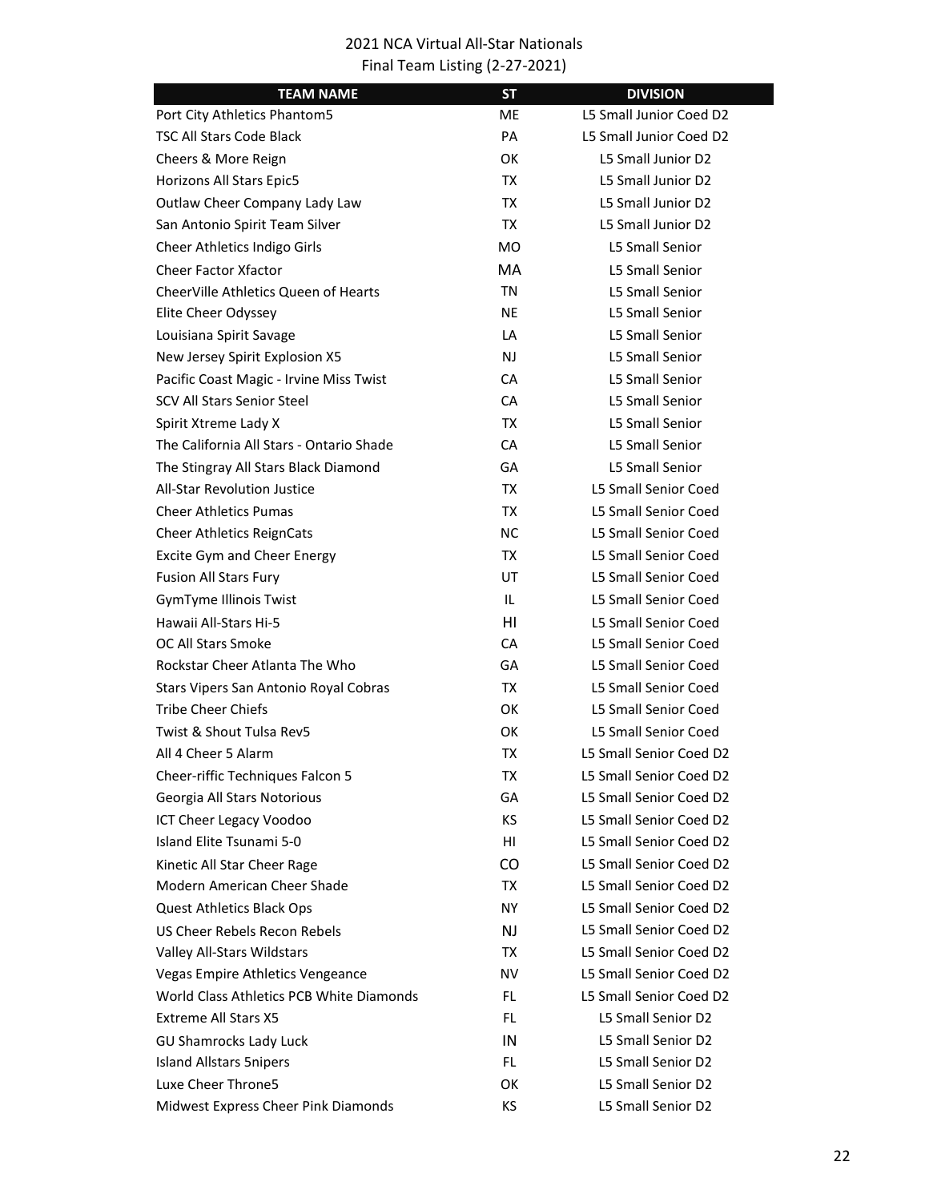2021 NCA Virtual All-Star Nationals
Final Team Listing (2-27-2021)

| TEAM NAME | ST | DIVISION |
|---|---|---|
| Port City Athletics Phantom5 | ME | L5 Small Junior Coed D2 |
| TSC All Stars Code Black | PA | L5 Small Junior Coed D2 |
| Cheers & More Reign | OK | L5 Small Junior D2 |
| Horizons All Stars Epic5 | TX | L5 Small Junior D2 |
| Outlaw Cheer Company Lady Law | TX | L5 Small Junior D2 |
| San Antonio Spirit Team Silver | TX | L5 Small Junior D2 |
| Cheer Athletics Indigo Girls | MO | L5 Small Senior |
| Cheer Factor Xfactor | MA | L5 Small Senior |
| CheerVille Athletics Queen of Hearts | TN | L5 Small Senior |
| Elite Cheer Odyssey | NE | L5 Small Senior |
| Louisiana Spirit Savage | LA | L5 Small Senior |
| New Jersey Spirit Explosion X5 | NJ | L5 Small Senior |
| Pacific Coast Magic - Irvine Miss Twist | CA | L5 Small Senior |
| SCV All Stars Senior Steel | CA | L5 Small Senior |
| Spirit Xtreme Lady X | TX | L5 Small Senior |
| The California All Stars - Ontario Shade | CA | L5 Small Senior |
| The Stingray All Stars Black Diamond | GA | L5 Small Senior |
| All-Star Revolution Justice | TX | L5 Small Senior Coed |
| Cheer Athletics Pumas | TX | L5 Small Senior Coed |
| Cheer Athletics ReignCats | NC | L5 Small Senior Coed |
| Excite Gym and Cheer Energy | TX | L5 Small Senior Coed |
| Fusion All Stars Fury | UT | L5 Small Senior Coed |
| GymTyme Illinois Twist | IL | L5 Small Senior Coed |
| Hawaii All-Stars Hi-5 | HI | L5 Small Senior Coed |
| OC All Stars Smoke | CA | L5 Small Senior Coed |
| Rockstar Cheer Atlanta The Who | GA | L5 Small Senior Coed |
| Stars Vipers San Antonio Royal Cobras | TX | L5 Small Senior Coed |
| Tribe Cheer Chiefs | OK | L5 Small Senior Coed |
| Twist & Shout Tulsa Rev5 | OK | L5 Small Senior Coed |
| All 4 Cheer 5 Alarm | TX | L5 Small Senior Coed D2 |
| Cheer-riffic Techniques Falcon 5 | TX | L5 Small Senior Coed D2 |
| Georgia All Stars Notorious | GA | L5 Small Senior Coed D2 |
| ICT Cheer Legacy Voodoo | KS | L5 Small Senior Coed D2 |
| Island Elite Tsunami 5-0 | HI | L5 Small Senior Coed D2 |
| Kinetic All Star Cheer Rage | CO | L5 Small Senior Coed D2 |
| Modern American Cheer Shade | TX | L5 Small Senior Coed D2 |
| Quest Athletics Black Ops | NY | L5 Small Senior Coed D2 |
| US Cheer Rebels Recon Rebels | NJ | L5 Small Senior Coed D2 |
| Valley All-Stars Wildstars | TX | L5 Small Senior Coed D2 |
| Vegas Empire Athletics Vengeance | NV | L5 Small Senior Coed D2 |
| World Class Athletics PCB White Diamonds | FL | L5 Small Senior Coed D2 |
| Extreme All Stars X5 | FL | L5 Small Senior D2 |
| GU Shamrocks Lady Luck | IN | L5 Small Senior D2 |
| Island Allstars 5nipers | FL | L5 Small Senior D2 |
| Luxe Cheer Throne5 | OK | L5 Small Senior D2 |
| Midwest Express Cheer Pink Diamonds | KS | L5 Small Senior D2 |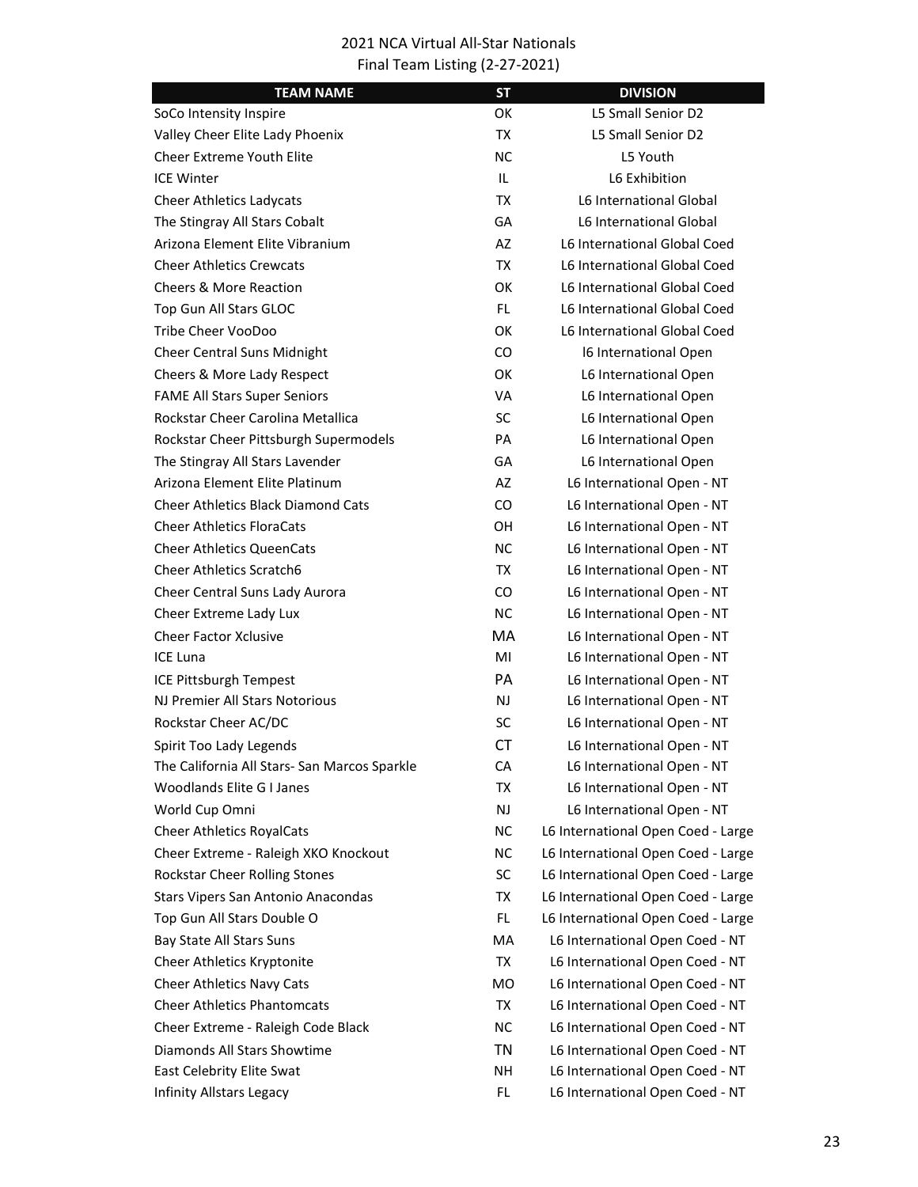2021 NCA Virtual All-Star Nationals
Final Team Listing (2-27-2021)

| TEAM NAME | ST | DIVISION |
|---|---|---|
| SoCo Intensity Inspire | OK | L5 Small Senior D2 |
| Valley Cheer Elite Lady Phoenix | TX | L5 Small Senior D2 |
| Cheer Extreme Youth Elite | NC | L5 Youth |
| ICE Winter | IL | L6 Exhibition |
| Cheer Athletics Ladycats | TX | L6 International Global |
| The Stingray All Stars Cobalt | GA | L6 International Global |
| Arizona Element Elite Vibranium | AZ | L6 International Global Coed |
| Cheer Athletics Crewcats | TX | L6 International Global Coed |
| Cheers & More Reaction | OK | L6 International Global Coed |
| Top Gun All Stars GLOC | FL | L6 International Global Coed |
| Tribe Cheer VooDoo | OK | L6 International Global Coed |
| Cheer Central Suns Midnight | CO | l6 International Open |
| Cheers & More Lady Respect | OK | L6 International Open |
| FAME All Stars Super Seniors | VA | L6 International Open |
| Rockstar Cheer Carolina Metallica | SC | L6 International Open |
| Rockstar Cheer Pittsburgh Supermodels | PA | L6 International Open |
| The Stingray All Stars Lavender | GA | L6 International Open |
| Arizona Element Elite Platinum | AZ | L6 International Open - NT |
| Cheer Athletics Black Diamond Cats | CO | L6 International Open - NT |
| Cheer Athletics FloraCats | OH | L6 International Open - NT |
| Cheer Athletics QueenCats | NC | L6 International Open - NT |
| Cheer Athletics Scratch6 | TX | L6 International Open - NT |
| Cheer Central Suns Lady Aurora | CO | L6 International Open - NT |
| Cheer Extreme Lady Lux | NC | L6 International Open - NT |
| Cheer Factor Xclusive | MA | L6 International Open - NT |
| ICE Luna | MI | L6 International Open - NT |
| ICE Pittsburgh Tempest | PA | L6 International Open - NT |
| NJ Premier All Stars Notorious | NJ | L6 International Open - NT |
| Rockstar Cheer AC/DC | SC | L6 International Open - NT |
| Spirit Too Lady Legends | CT | L6 International Open - NT |
| The California All Stars- San Marcos Sparkle | CA | L6 International Open - NT |
| Woodlands Elite G I Janes | TX | L6 International Open - NT |
| World Cup Omni | NJ | L6 International Open - NT |
| Cheer Athletics RoyalCats | NC | L6 International Open Coed - Large |
| Cheer Extreme - Raleigh XKO Knockout | NC | L6 International Open Coed - Large |
| Rockstar Cheer Rolling Stones | SC | L6 International Open Coed - Large |
| Stars Vipers San Antonio Anacondas | TX | L6 International Open Coed - Large |
| Top Gun All Stars Double O | FL | L6 International Open Coed - Large |
| Bay State All Stars Suns | MA | L6 International Open Coed - NT |
| Cheer Athletics Kryptonite | TX | L6 International Open Coed - NT |
| Cheer Athletics Navy Cats | MO | L6 International Open Coed - NT |
| Cheer Athletics Phantomcats | TX | L6 International Open Coed - NT |
| Cheer Extreme - Raleigh Code Black | NC | L6 International Open Coed - NT |
| Diamonds All Stars Showtime | TN | L6 International Open Coed - NT |
| East Celebrity Elite Swat | NH | L6 International Open Coed - NT |
| Infinity Allstars Legacy | FL | L6 International Open Coed - NT |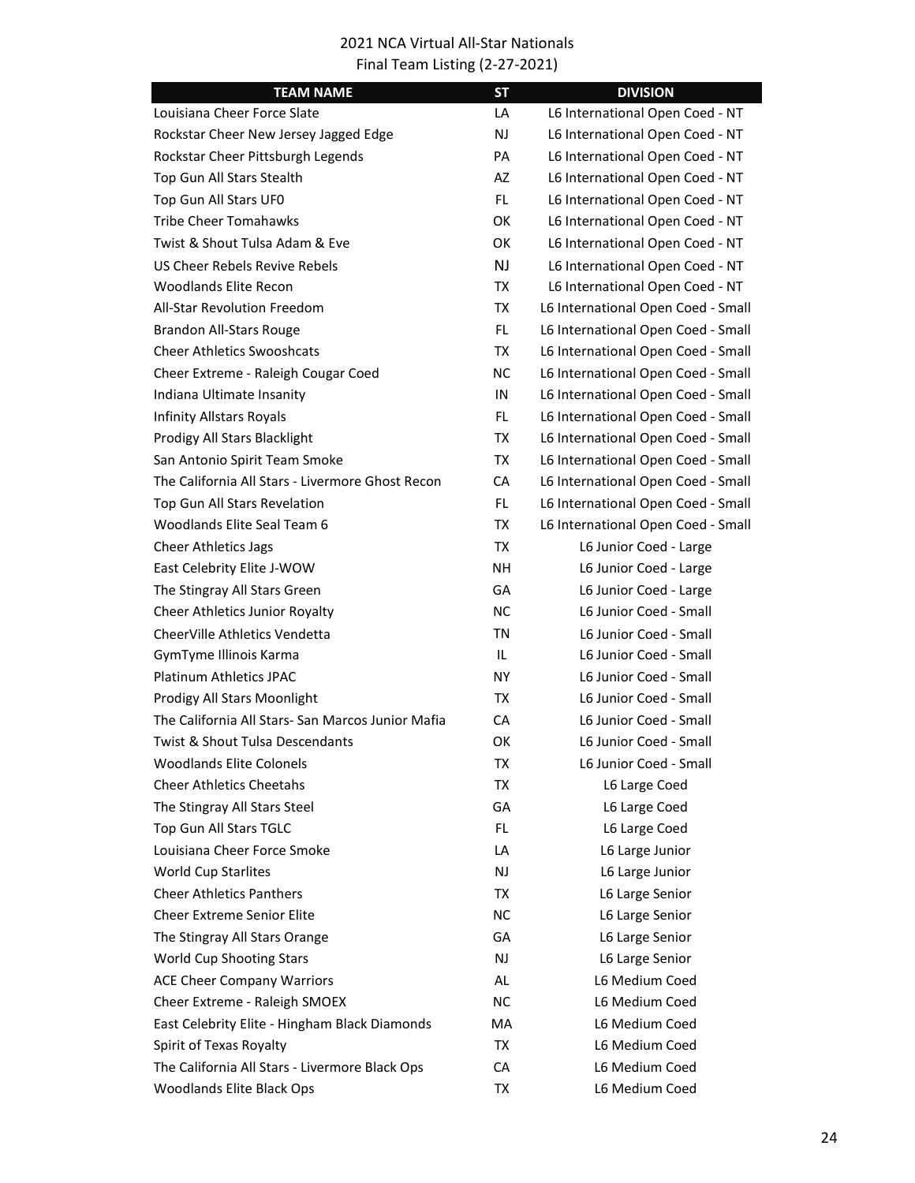2021 NCA Virtual All-Star Nationals
Final Team Listing (2-27-2021)

| TEAM NAME | ST | DIVISION |
|---|---|---|
| Louisiana Cheer Force Slate | LA | L6 International Open Coed - NT |
| Rockstar Cheer New Jersey Jagged Edge | NJ | L6 International Open Coed - NT |
| Rockstar Cheer Pittsburgh Legends | PA | L6 International Open Coed - NT |
| Top Gun All Stars Stealth | AZ | L6 International Open Coed - NT |
| Top Gun All Stars UF0 | FL | L6 International Open Coed - NT |
| Tribe Cheer Tomahawks | OK | L6 International Open Coed - NT |
| Twist & Shout Tulsa Adam & Eve | OK | L6 International Open Coed - NT |
| US Cheer Rebels Revive Rebels | NJ | L6 International Open Coed - NT |
| Woodlands Elite Recon | TX | L6 International Open Coed - NT |
| All-Star Revolution Freedom | TX | L6 International Open Coed - Small |
| Brandon All-Stars Rouge | FL | L6 International Open Coed - Small |
| Cheer Athletics Swooshcats | TX | L6 International Open Coed - Small |
| Cheer Extreme - Raleigh Cougar Coed | NC | L6 International Open Coed - Small |
| Indiana Ultimate Insanity | IN | L6 International Open Coed - Small |
| Infinity Allstars Royals | FL | L6 International Open Coed - Small |
| Prodigy All Stars Blacklight | TX | L6 International Open Coed - Small |
| San Antonio Spirit Team Smoke | TX | L6 International Open Coed - Small |
| The California All Stars - Livermore Ghost Recon | CA | L6 International Open Coed - Small |
| Top Gun All Stars Revelation | FL | L6 International Open Coed - Small |
| Woodlands Elite Seal Team 6 | TX | L6 International Open Coed - Small |
| Cheer Athletics Jags | TX | L6 Junior Coed - Large |
| East Celebrity Elite J-WOW | NH | L6 Junior Coed - Large |
| The Stingray All Stars Green | GA | L6 Junior Coed - Large |
| Cheer Athletics Junior Royalty | NC | L6 Junior Coed - Small |
| CheerVille Athletics Vendetta | TN | L6 Junior Coed - Small |
| GymTyme Illinois Karma | IL | L6 Junior Coed - Small |
| Platinum Athletics JPAC | NY | L6 Junior Coed - Small |
| Prodigy All Stars Moonlight | TX | L6 Junior Coed - Small |
| The California All Stars- San Marcos Junior Mafia | CA | L6 Junior Coed - Small |
| Twist & Shout Tulsa Descendants | OK | L6 Junior Coed - Small |
| Woodlands Elite Colonels | TX | L6 Junior Coed - Small |
| Cheer Athletics Cheetahs | TX | L6 Large Coed |
| The Stingray All Stars Steel | GA | L6 Large Coed |
| Top Gun All Stars TGLC | FL | L6 Large Coed |
| Louisiana Cheer Force Smoke | LA | L6 Large Junior |
| World Cup Starlites | NJ | L6 Large Junior |
| Cheer Athletics Panthers | TX | L6 Large Senior |
| Cheer Extreme Senior Elite | NC | L6 Large Senior |
| The Stingray All Stars Orange | GA | L6 Large Senior |
| World Cup Shooting Stars | NJ | L6 Large Senior |
| ACE Cheer Company Warriors | AL | L6 Medium Coed |
| Cheer Extreme - Raleigh SMOEX | NC | L6 Medium Coed |
| East Celebrity Elite - Hingham Black Diamonds | MA | L6 Medium Coed |
| Spirit of Texas Royalty | TX | L6 Medium Coed |
| The California All Stars - Livermore Black Ops | CA | L6 Medium Coed |
| Woodlands Elite Black Ops | TX | L6 Medium Coed |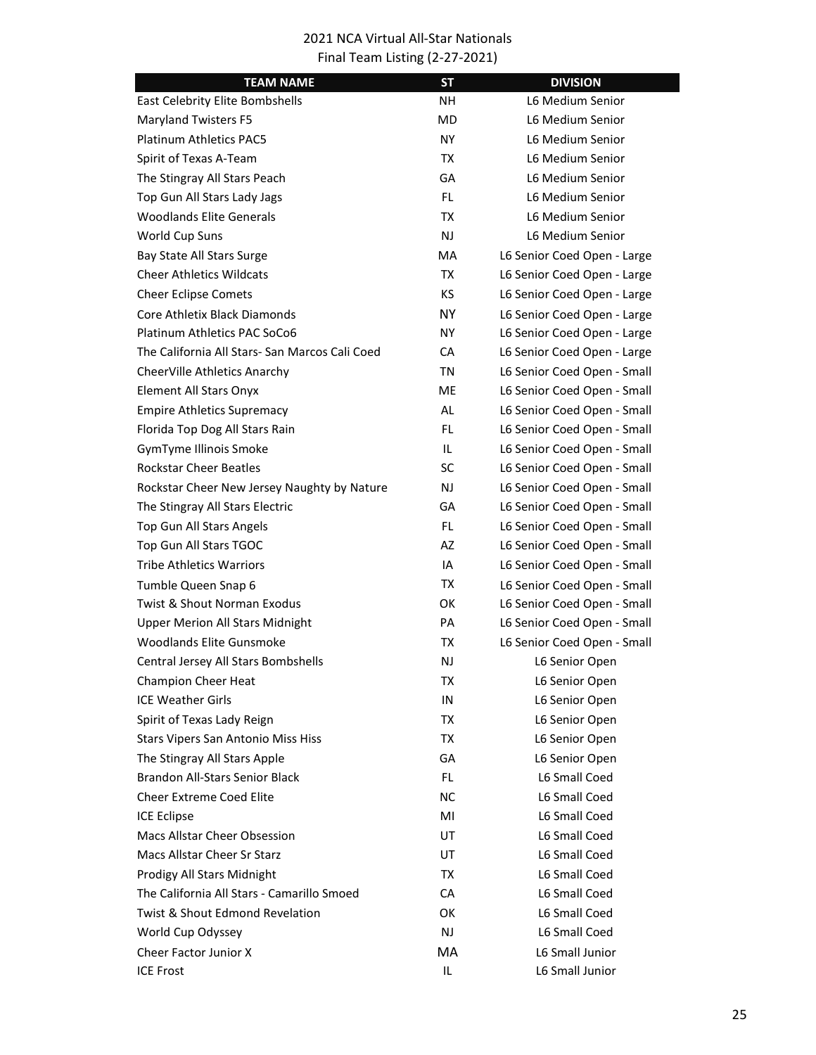2021 NCA Virtual All-Star Nationals
Final Team Listing (2-27-2021)

| TEAM NAME | ST | DIVISION |
|---|---|---|
| East Celebrity Elite Bombshells | NH | L6 Medium Senior |
| Maryland Twisters F5 | MD | L6 Medium Senior |
| Platinum Athletics PAC5 | NY | L6 Medium Senior |
| Spirit of Texas A-Team | TX | L6 Medium Senior |
| The Stingray All Stars Peach | GA | L6 Medium Senior |
| Top Gun All Stars Lady Jags | FL | L6 Medium Senior |
| Woodlands Elite Generals | TX | L6 Medium Senior |
| World Cup Suns | NJ | L6 Medium Senior |
| Bay State All Stars Surge | MA | L6 Senior Coed Open - Large |
| Cheer Athletics Wildcats | TX | L6 Senior Coed Open - Large |
| Cheer Eclipse Comets | KS | L6 Senior Coed Open - Large |
| Core Athletix Black Diamonds | NY | L6 Senior Coed Open - Large |
| Platinum Athletics PAC SoCo6 | NY | L6 Senior Coed Open - Large |
| The California All Stars- San Marcos Cali Coed | CA | L6 Senior Coed Open - Large |
| CheerVille Athletics Anarchy | TN | L6 Senior Coed Open - Small |
| Element All Stars Onyx | ME | L6 Senior Coed Open - Small |
| Empire Athletics Supremacy | AL | L6 Senior Coed Open - Small |
| Florida Top Dog All Stars Rain | FL | L6 Senior Coed Open - Small |
| GymTyme Illinois Smoke | IL | L6 Senior Coed Open - Small |
| Rockstar Cheer Beatles | SC | L6 Senior Coed Open - Small |
| Rockstar Cheer New Jersey Naughty by Nature | NJ | L6 Senior Coed Open - Small |
| The Stingray All Stars Electric | GA | L6 Senior Coed Open - Small |
| Top Gun All Stars Angels | FL | L6 Senior Coed Open - Small |
| Top Gun All Stars TGOC | AZ | L6 Senior Coed Open - Small |
| Tribe Athletics Warriors | IA | L6 Senior Coed Open - Small |
| Tumble Queen Snap 6 | TX | L6 Senior Coed Open - Small |
| Twist & Shout Norman Exodus | OK | L6 Senior Coed Open - Small |
| Upper Merion All Stars Midnight | PA | L6 Senior Coed Open - Small |
| Woodlands Elite Gunsmoke | TX | L6 Senior Coed Open - Small |
| Central Jersey All Stars Bombshells | NJ | L6 Senior Open |
| Champion Cheer Heat | TX | L6 Senior Open |
| ICE Weather Girls | IN | L6 Senior Open |
| Spirit of Texas Lady Reign | TX | L6 Senior Open |
| Stars Vipers San Antonio Miss Hiss | TX | L6 Senior Open |
| The Stingray All Stars Apple | GA | L6 Senior Open |
| Brandon All-Stars Senior Black | FL | L6 Small Coed |
| Cheer Extreme Coed Elite | NC | L6 Small Coed |
| ICE Eclipse | MI | L6 Small Coed |
| Macs Allstar Cheer Obsession | UT | L6 Small Coed |
| Macs Allstar Cheer Sr Starz | UT | L6 Small Coed |
| Prodigy All Stars Midnight | TX | L6 Small Coed |
| The California All Stars - Camarillo Smoed | CA | L6 Small Coed |
| Twist & Shout Edmond Revelation | OK | L6 Small Coed |
| World Cup Odyssey | NJ | L6 Small Coed |
| Cheer Factor Junior X | MA | L6 Small Junior |
| ICE Frost | IL | L6 Small Junior |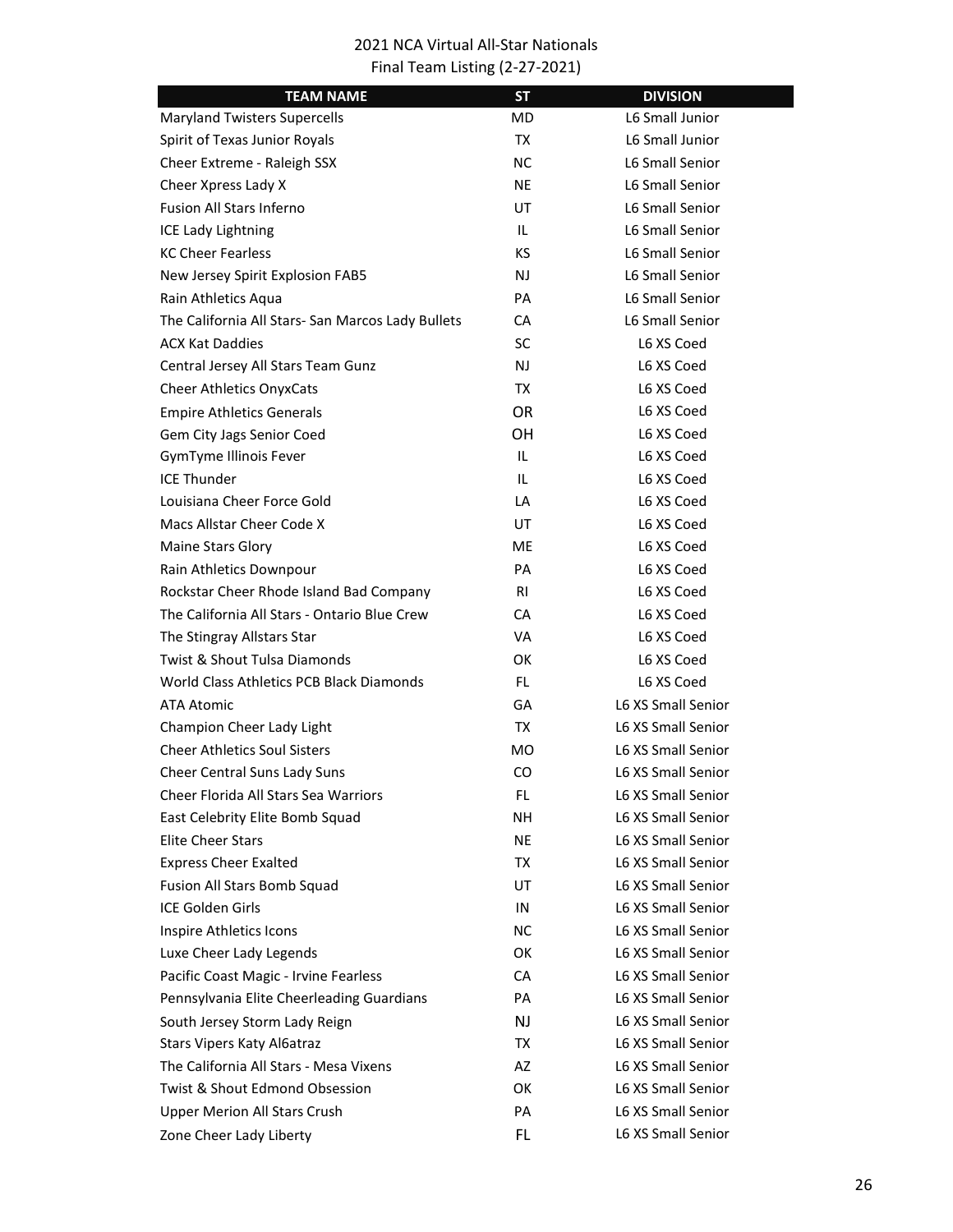2021 NCA Virtual All-Star Nationals
Final Team Listing (2-27-2021)

| TEAM NAME | ST | DIVISION |
|---|---|---|
| Maryland Twisters Supercells | MD | L6 Small Junior |
| Spirit of Texas Junior Royals | TX | L6 Small Junior |
| Cheer Extreme - Raleigh SSX | NC | L6 Small Senior |
| Cheer Xpress Lady X | NE | L6 Small Senior |
| Fusion All Stars Inferno | UT | L6 Small Senior |
| ICE Lady Lightning | IL | L6 Small Senior |
| KC Cheer Fearless | KS | L6 Small Senior |
| New Jersey Spirit Explosion FAB5 | NJ | L6 Small Senior |
| Rain Athletics Aqua | PA | L6 Small Senior |
| The California All Stars- San Marcos Lady Bullets | CA | L6 Small Senior |
| ACX Kat Daddies | SC | L6 XS Coed |
| Central Jersey All Stars Team Gunz | NJ | L6 XS Coed |
| Cheer Athletics OnyxCats | TX | L6 XS Coed |
| Empire Athletics Generals | OR | L6 XS Coed |
| Gem City Jags Senior Coed | OH | L6 XS Coed |
| GymTyme Illinois Fever | IL | L6 XS Coed |
| ICE Thunder | IL | L6 XS Coed |
| Louisiana Cheer Force Gold | LA | L6 XS Coed |
| Macs Allstar Cheer Code X | UT | L6 XS Coed |
| Maine Stars Glory | ME | L6 XS Coed |
| Rain Athletics Downpour | PA | L6 XS Coed |
| Rockstar Cheer Rhode Island Bad Company | RI | L6 XS Coed |
| The California All Stars - Ontario Blue Crew | CA | L6 XS Coed |
| The Stingray Allstars Star | VA | L6 XS Coed |
| Twist & Shout Tulsa Diamonds | OK | L6 XS Coed |
| World Class Athletics PCB Black Diamonds | FL | L6 XS Coed |
| ATA Atomic | GA | L6 XS Small Senior |
| Champion Cheer Lady Light | TX | L6 XS Small Senior |
| Cheer Athletics Soul Sisters | MO | L6 XS Small Senior |
| Cheer Central Suns Lady Suns | CO | L6 XS Small Senior |
| Cheer Florida All Stars Sea Warriors | FL | L6 XS Small Senior |
| East Celebrity Elite Bomb Squad | NH | L6 XS Small Senior |
| Elite Cheer Stars | NE | L6 XS Small Senior |
| Express Cheer Exalted | TX | L6 XS Small Senior |
| Fusion All Stars Bomb Squad | UT | L6 XS Small Senior |
| ICE Golden Girls | IN | L6 XS Small Senior |
| Inspire Athletics Icons | NC | L6 XS Small Senior |
| Luxe Cheer Lady Legends | OK | L6 XS Small Senior |
| Pacific Coast Magic - Irvine Fearless | CA | L6 XS Small Senior |
| Pennsylvania Elite Cheerleading Guardians | PA | L6 XS Small Senior |
| South Jersey Storm Lady Reign | NJ | L6 XS Small Senior |
| Stars Vipers Katy Al6atraz | TX | L6 XS Small Senior |
| The California All Stars - Mesa Vixens | AZ | L6 XS Small Senior |
| Twist & Shout Edmond Obsession | OK | L6 XS Small Senior |
| Upper Merion All Stars Crush | PA | L6 XS Small Senior |
| Zone Cheer Lady Liberty | FL | L6 XS Small Senior |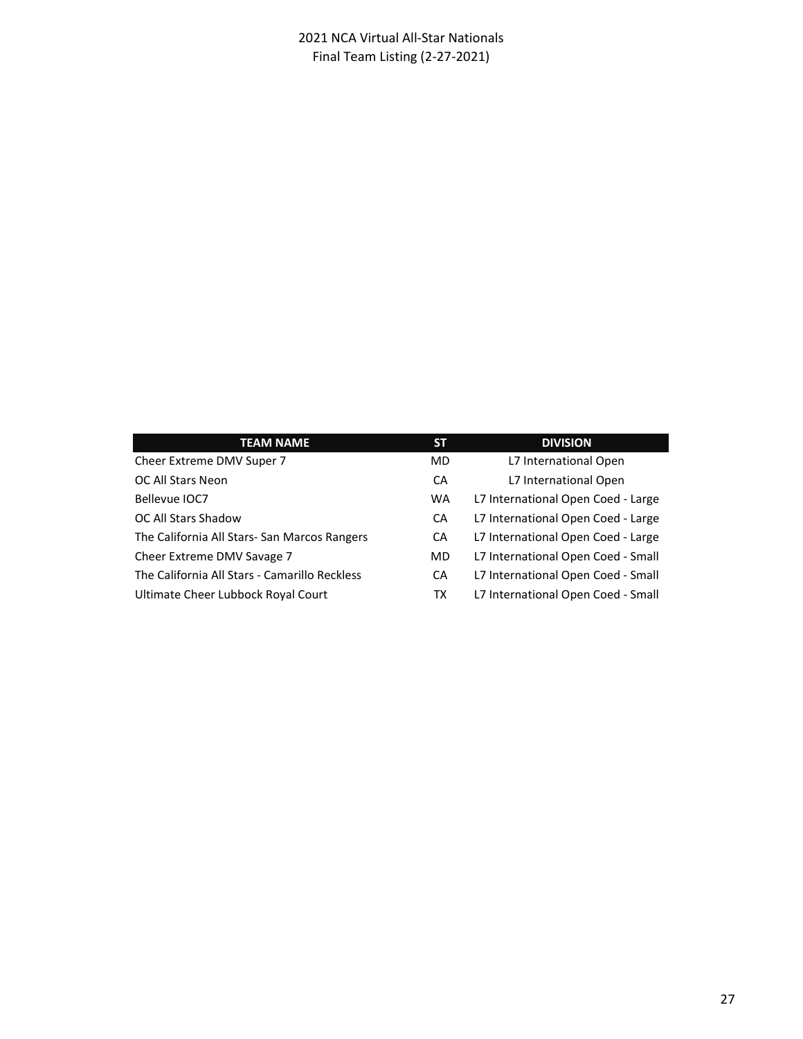| TEAM NAME | ST | DIVISION |
| --- | --- | --- |
| Cheer Extreme DMV Super 7 | MD | L7 International Open |
| OC All Stars Neon | CA | L7 International Open |
| Bellevue IOC7 | WA | L7 International Open Coed - Large |
| OC All Stars Shadow | CA | L7 International Open Coed - Large |
| The California All Stars- San Marcos Rangers | CA | L7 International Open Coed - Large |
| Cheer Extreme DMV Savage 7 | MD | L7 International Open Coed - Small |
| The California All Stars - Camarillo Reckless | CA | L7 International Open Coed - Small |
| Ultimate Cheer Lubbock Royal Court | TX | L7 International Open Coed - Small |